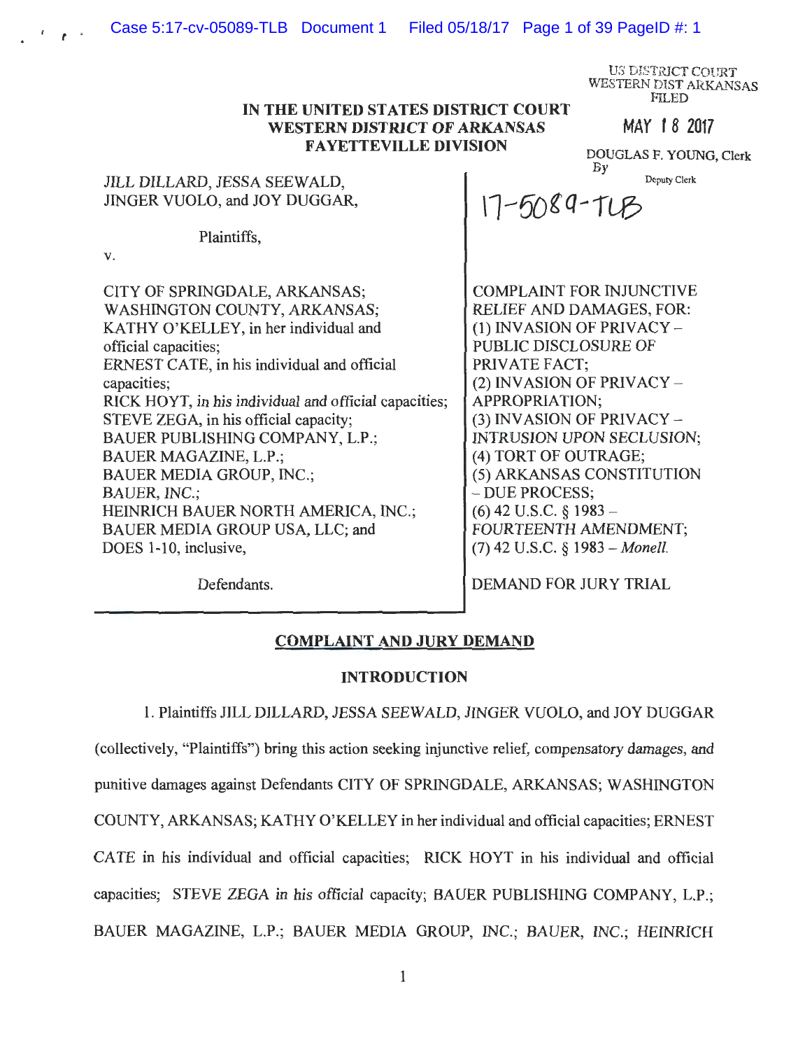US DISTRICT COURT
WESTERN DIST ARKANSAS
FILED

MAY 18 2017

DOUGLAS F. YOUNG, Clerk
By
Deputy Clerk

**IN THE UNITED STATES DISTRICT COURT**
**WESTERN DISTRICT OF ARKANSAS**
**FAYETTEVILLE DIVISION**

| | |
|---|---|
| JILL DILLARD, JESSA SEEWALD, JINGER VUOLO, and JOY DUGGAR,<br><br>Plaintiffs,<br><br>v.<br><br>CITY OF SPRINGDALE, ARKANSAS; WASHINGTON COUNTY, ARKANSAS; KATHY O'KELLEY, in her individual and official capacities; ERNEST CATE, in his individual and official capacities; RICK HOYT, in his individual and official capacities; STEVE ZEGA, in his official capacity; BAUER PUBLISHING COMPANY, L.P.; BAUER MAGAZINE, L.P.; BAUER MEDIA GROUP, INC.; BAUER, INC.; HEINRICH BAUER NORTH AMERICA, INC.; BAUER MEDIA GROUP USA, LLC; and DOES 1-10, inclusive,<br><br>Defendants. | 17-5089-TLB<br><br>COMPLAINT FOR INJUNCTIVE RELIEF AND DAMAGES, FOR:<br>(1) INVASION OF PRIVACY – PUBLIC DISCLOSURE OF PRIVATE FACT;<br>(2) INVASION OF PRIVACY – APPROPRIATION;<br>(3) INVASION OF PRIVACY – INTRUSION UPON SECLUSION;<br>(4) TORT OF OUTRAGE;<br>(5) ARKANSAS CONSTITUTION – DUE PROCESS;<br>(6) 42 U.S.C. § 1983 – FOURTEENTH AMENDMENT;<br>(7) 42 U.S.C. § 1983 – *Monell.*<br><br>DEMAND FOR JURY TRIAL |

## COMPLAINT AND JURY DEMAND

### INTRODUCTION

1. Plaintiffs JILL DILLARD, JESSA SEEWALD, JINGER VUOLO, and JOY DUGGAR (collectively, "Plaintiffs") bring this action seeking injunctive relief, compensatory damages, and punitive damages against Defendants CITY OF SPRINGDALE, ARKANSAS; WASHINGTON COUNTY, ARKANSAS; KATHY O'KELLEY in her individual and official capacities; ERNEST CATE in his individual and official capacities; RICK HOYT in his individual and official capacities; STEVE ZEGA in his official capacity; BAUER PUBLISHING COMPANY, L.P.; BAUER MAGAZINE, L.P.; BAUER MEDIA GROUP, INC.; BAUER, INC.; HEINRICH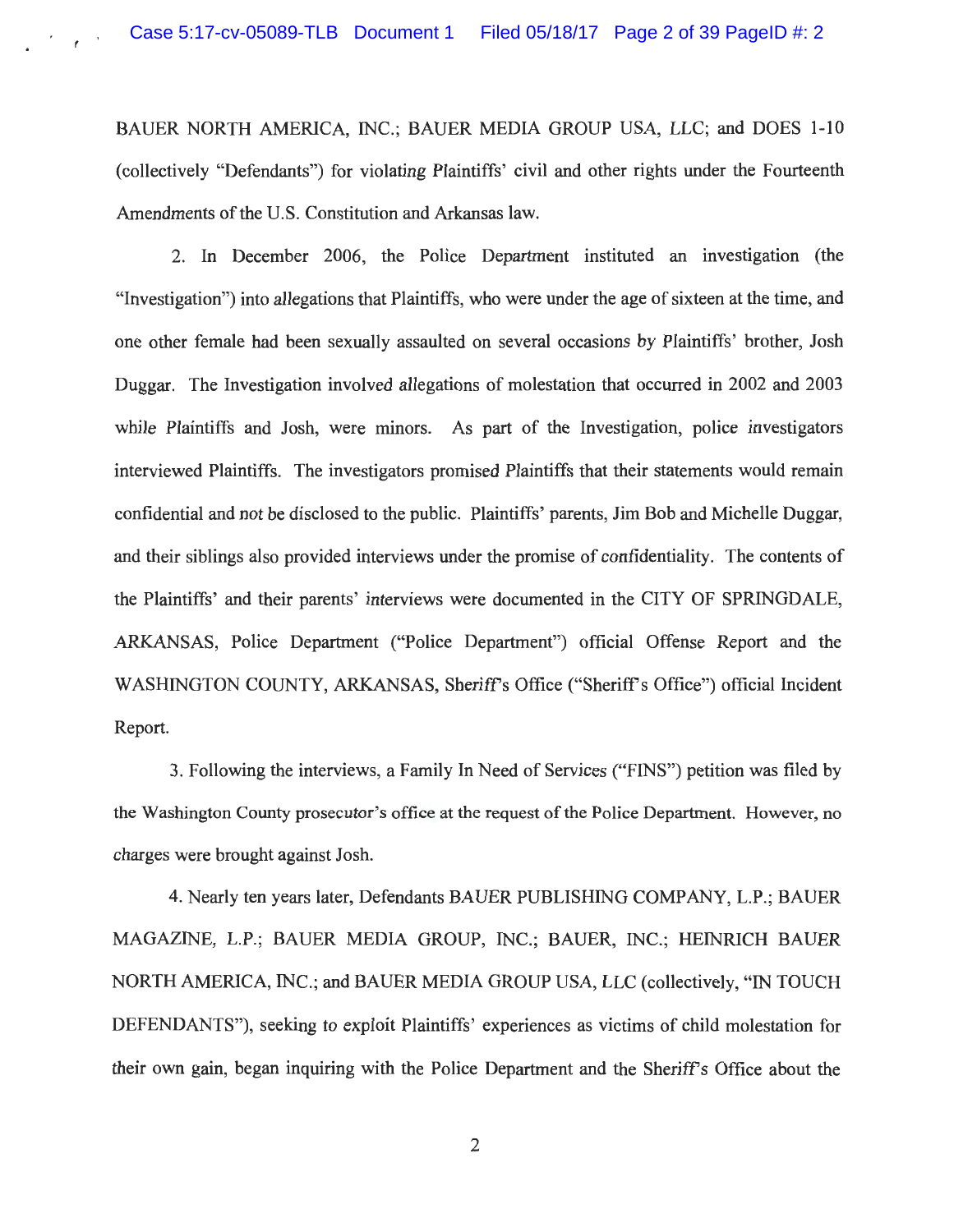BAUER NORTH AMERICA, INC.; BAUER MEDIA GROUP USA, LLC; and DOES 1-10 (collectively "Defendants") for violating Plaintiffs' civil and other rights under the Fourteenth Amendments of the U.S. Constitution and Arkansas law.

2. In December 2006, the Police Department instituted an investigation (the "Investigation") into allegations that Plaintiffs, who were under the age of sixteen at the time, and one other female had been sexually assaulted on several occasions by Plaintiffs' brother, Josh Duggar. The Investigation involved allegations of molestation that occurred in 2002 and 2003 while Plaintiffs and Josh, were minors. As part of the Investigation, police investigators interviewed Plaintiffs. The investigators promised Plaintiffs that their statements would remain confidential and not be disclosed to the public. Plaintiffs' parents, Jim Bob and Michelle Duggar, and their siblings also provided interviews under the promise of confidentiality. The contents of the Plaintiffs' and their parents' interviews were documented in the CITY OF SPRINGDALE, ARKANSAS, Police Department ("Police Department") official Offense Report and the WASHINGTON COUNTY, ARKANSAS, Sheriff's Office ("Sheriff's Office") official Incident Report.

3. Following the interviews, a Family In Need of Services ("FINS") petition was filed by the Washington County prosecutor's office at the request of the Police Department. However, no charges were brought against Josh.

4. Nearly ten years later, Defendants BAUER PUBLISHING COMPANY, L.P.; BAUER MAGAZINE, L.P.; BAUER MEDIA GROUP, INC.; BAUER, INC.; HEINRICH BAUER NORTH AMERICA, INC.; and BAUER MEDIA GROUP USA, LLC (collectively, "IN TOUCH DEFENDANTS"), seeking to exploit Plaintiffs' experiences as victims of child molestation for their own gain, began inquiring with the Police Department and the Sheriff's Office about the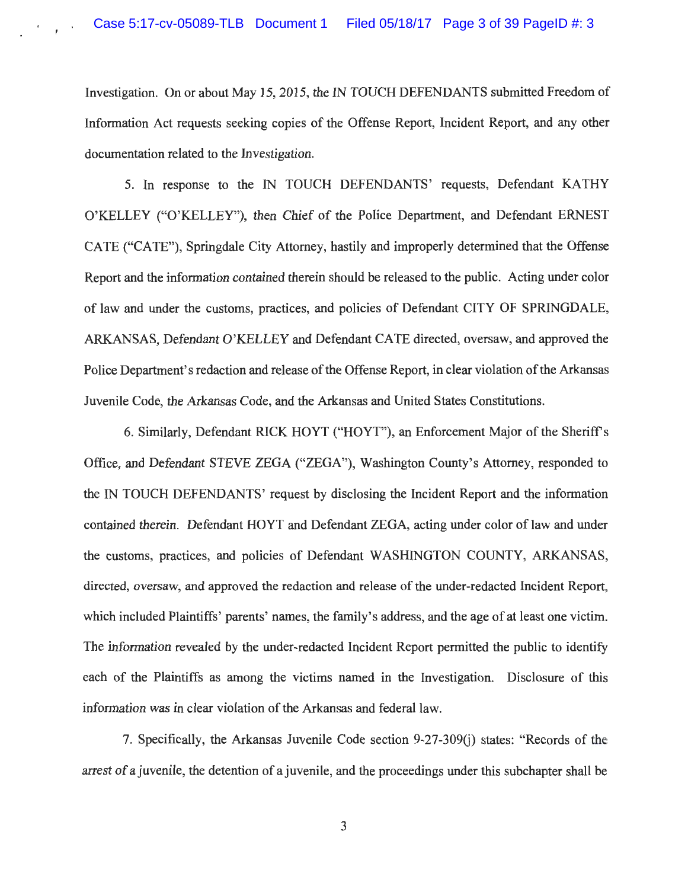Investigation. On or about May 15, 2015, the IN TOUCH DEFENDANTS submitted Freedom of Information Act requests seeking copies of the Offense Report, Incident Report, and any other documentation related to the Investigation.

5. In response to the IN TOUCH DEFENDANTS' requests, Defendant KATHY O'KELLEY ("O'KELLEY"), then Chief of the Police Department, and Defendant ERNEST CATE ("CATE"), Springdale City Attorney, hastily and improperly determined that the Offense Report and the information contained therein should be released to the public. Acting under color of law and under the customs, practices, and policies of Defendant CITY OF SPRINGDALE, ARKANSAS, Defendant O'KELLEY and Defendant CATE directed, oversaw, and approved the Police Department's redaction and release of the Offense Report, in clear violation of the Arkansas Juvenile Code, the Arkansas Code, and the Arkansas and United States Constitutions.

6. Similarly, Defendant RICK HOYT ("HOYT"), an Enforcement Major of the Sheriff's Office, and Defendant STEVE ZEGA ("ZEGA"), Washington County's Attorney, responded to the IN TOUCH DEFENDANTS' request by disclosing the Incident Report and the information contained therein. Defendant HOYT and Defendant ZEGA, acting under color of law and under the customs, practices, and policies of Defendant WASHINGTON COUNTY, ARKANSAS, directed, oversaw, and approved the redaction and release of the under-redacted Incident Report, which included Plaintiffs' parents' names, the family's address, and the age of at least one victim. The information revealed by the under-redacted Incident Report permitted the public to identify each of the Plaintiffs as among the victims named in the Investigation. Disclosure of this information was in clear violation of the Arkansas and federal law.

7. Specifically, the Arkansas Juvenile Code section 9-27-309(j) states: "Records of the arrest of a juvenile, the detention of a juvenile, and the proceedings under this subchapter shall be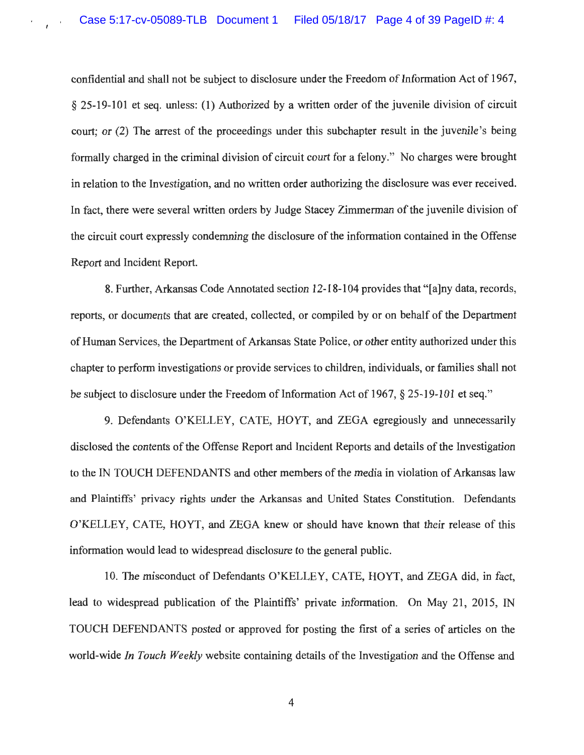confidential and shall not be subject to disclosure under the Freedom of Information Act of 1967, § 25-19-101 et seq. unless: (1) Authorized by a written order of the juvenile division of circuit court; or (2) The arrest of the proceedings under this subchapter result in the juvenile's being formally charged in the criminal division of circuit court for a felony." No charges were brought in relation to the Investigation, and no written order authorizing the disclosure was ever received. In fact, there were several written orders by Judge Stacey Zimmerman of the juvenile division of the circuit court expressly condemning the disclosure of the information contained in the Offense Report and Incident Report.

8. Further, Arkansas Code Annotated section 12-18-104 provides that "[a]ny data, records, reports, or documents that are created, collected, or compiled by or on behalf of the Department of Human Services, the Department of Arkansas State Police, or other entity authorized under this chapter to perform investigations or provide services to children, individuals, or families shall not be subject to disclosure under the Freedom of Information Act of 1967, § 25-19-101 et seq."

9. Defendants O'KELLEY, CATE, HOYT, and ZEGA egregiously and unnecessarily disclosed the contents of the Offense Report and Incident Reports and details of the Investigation to the IN TOUCH DEFENDANTS and other members of the media in violation of Arkansas law and Plaintiffs' privacy rights under the Arkansas and United States Constitution. Defendants O'KELLEY, CATE, HOYT, and ZEGA knew or should have known that their release of this information would lead to widespread disclosure to the general public.

10. The misconduct of Defendants O'KELLEY, CATE, HOYT, and ZEGA did, in fact, lead to widespread publication of the Plaintiffs' private information. On May 21, 2015, IN TOUCH DEFENDANTS posted or approved for posting the first of a series of articles on the world-wide *In Touch Weekly* website containing details of the Investigation and the Offense and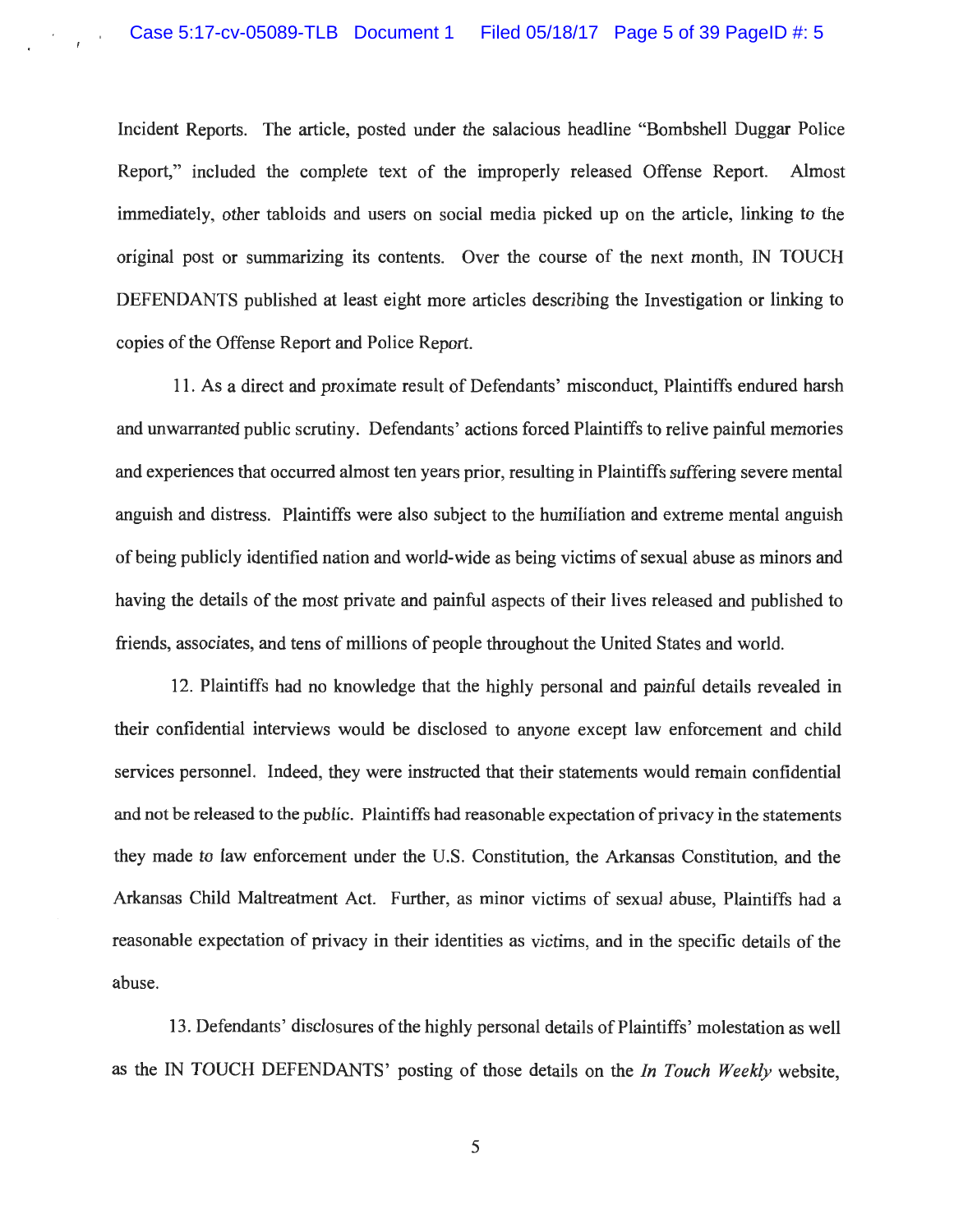Incident Reports. The article, posted under the salacious headline "Bombshell Duggar Police Report," included the complete text of the improperly released Offense Report. Almost immediately, other tabloids and users on social media picked up on the article, linking to the original post or summarizing its contents. Over the course of the next month, IN TOUCH DEFENDANTS published at least eight more articles describing the Investigation or linking to copies of the Offense Report and Police Report.

11. As a direct and proximate result of Defendants' misconduct, Plaintiffs endured harsh and unwarranted public scrutiny. Defendants' actions forced Plaintiffs to relive painful memories and experiences that occurred almost ten years prior, resulting in Plaintiffs suffering severe mental anguish and distress. Plaintiffs were also subject to the humiliation and extreme mental anguish of being publicly identified nation and world-wide as being victims of sexual abuse as minors and having the details of the most private and painful aspects of their lives released and published to friends, associates, and tens of millions of people throughout the United States and world.

12. Plaintiffs had no knowledge that the highly personal and painful details revealed in their confidential interviews would be disclosed to anyone except law enforcement and child services personnel. Indeed, they were instructed that their statements would remain confidential and not be released to the public. Plaintiffs had reasonable expectation of privacy in the statements they made to law enforcement under the U.S. Constitution, the Arkansas Constitution, and the Arkansas Child Maltreatment Act. Further, as minor victims of sexual abuse, Plaintiffs had a reasonable expectation of privacy in their identities as victims, and in the specific details of the abuse.

13. Defendants' disclosures of the highly personal details of Plaintiffs' molestation as well as the IN TOUCH DEFENDANTS' posting of those details on the *In Touch Weekly* website,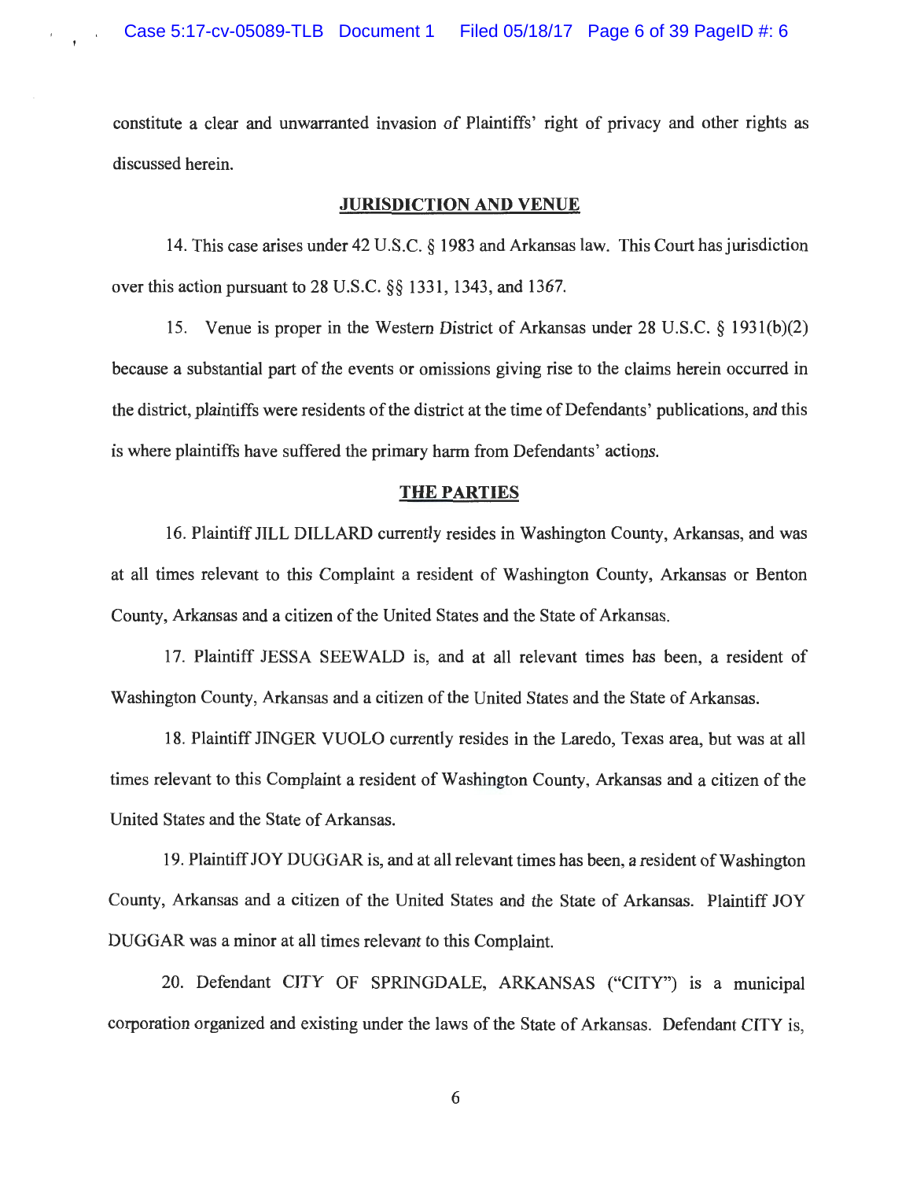constitute a clear and unwarranted invasion of Plaintiffs' right of privacy and other rights as discussed herein.

## JURISDICTION AND VENUE

14. This case arises under 42 U.S.C. § 1983 and Arkansas law. This Court has jurisdiction over this action pursuant to 28 U.S.C. §§ 1331, 1343, and 1367.

15. Venue is proper in the Western District of Arkansas under 28 U.S.C. § 1931(b)(2) because a substantial part of the events or omissions giving rise to the claims herein occurred in the district, plaintiffs were residents of the district at the time of Defendants' publications, and this is where plaintiffs have suffered the primary harm from Defendants' actions.

## THE PARTIES

16. Plaintiff JILL DILLARD currently resides in Washington County, Arkansas, and was at all times relevant to this Complaint a resident of Washington County, Arkansas or Benton County, Arkansas and a citizen of the United States and the State of Arkansas.

17. Plaintiff JESSA SEEWALD is, and at all relevant times has been, a resident of Washington County, Arkansas and a citizen of the United States and the State of Arkansas.

18. Plaintiff JINGER VUOLO currently resides in the Laredo, Texas area, but was at all times relevant to this Complaint a resident of Washington County, Arkansas and a citizen of the United States and the State of Arkansas.

19. Plaintiff JOY DUGGAR is, and at all relevant times has been, a resident of Washington County, Arkansas and a citizen of the United States and the State of Arkansas. Plaintiff JOY DUGGAR was a minor at all times relevant to this Complaint.

20. Defendant CITY OF SPRINGDALE, ARKANSAS ("CITY") is a municipal corporation organized and existing under the laws of the State of Arkansas. Defendant CITY is,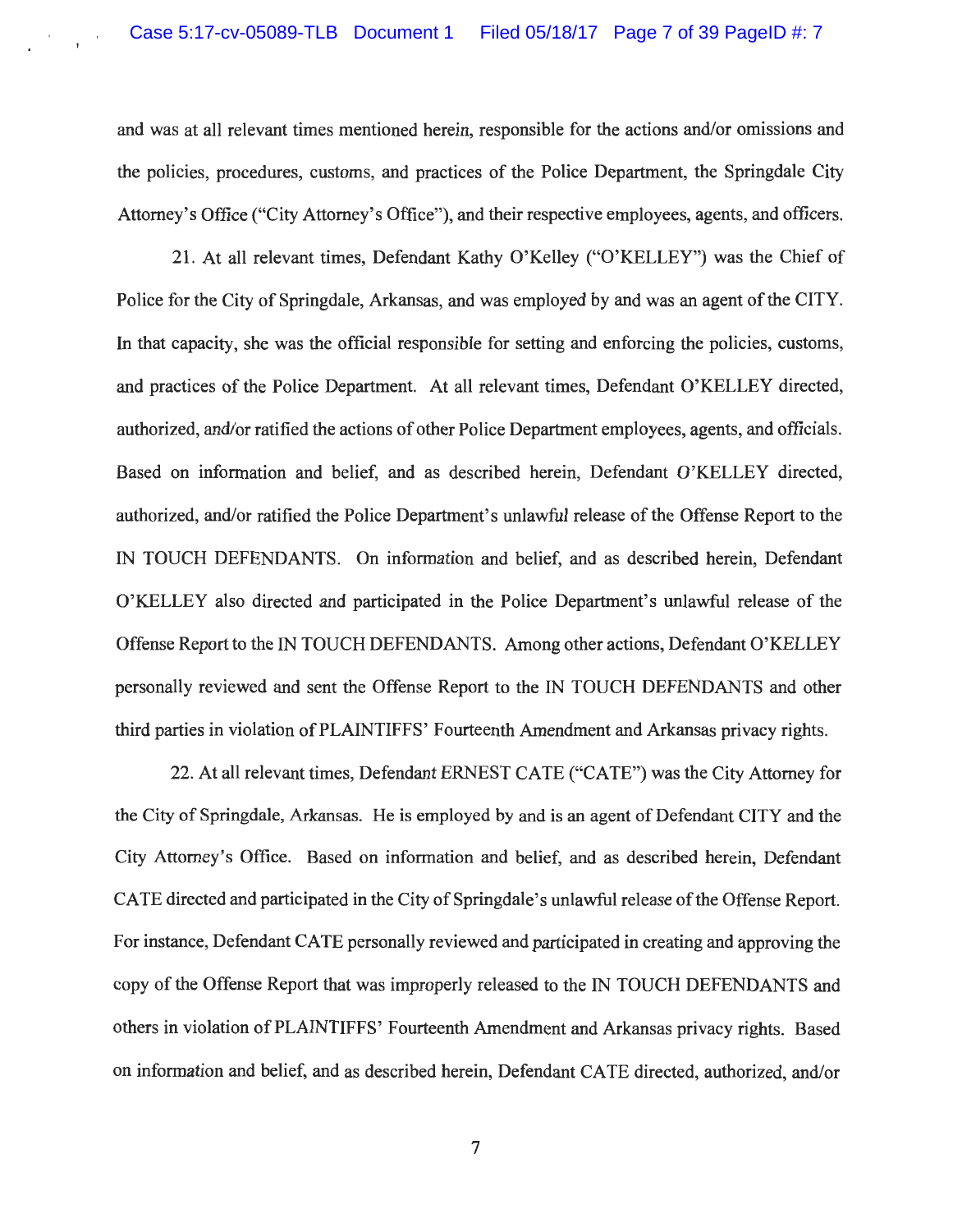and was at all relevant times mentioned herein, responsible for the actions and/or omissions and the policies, procedures, customs, and practices of the Police Department, the Springdale City Attorney's Office ("City Attorney's Office"), and their respective employees, agents, and officers.

21. At all relevant times, Defendant Kathy O'Kelley ("O'KELLEY") was the Chief of Police for the City of Springdale, Arkansas, and was employed by and was an agent of the CITY. In that capacity, she was the official responsible for setting and enforcing the policies, customs, and practices of the Police Department. At all relevant times, Defendant O'KELLEY directed, authorized, and/or ratified the actions of other Police Department employees, agents, and officials. Based on information and belief, and as described herein, Defendant O'KELLEY directed, authorized, and/or ratified the Police Department's unlawful release of the Offense Report to the IN TOUCH DEFENDANTS. On information and belief, and as described herein, Defendant O'KELLEY also directed and participated in the Police Department's unlawful release of the Offense Report to the IN TOUCH DEFENDANTS. Among other actions, Defendant O'KELLEY personally reviewed and sent the Offense Report to the IN TOUCH DEFENDANTS and other third parties in violation of PLAINTIFFS' Fourteenth Amendment and Arkansas privacy rights.

22. At all relevant times, Defendant ERNEST CATE ("CATE") was the City Attorney for the City of Springdale, Arkansas. He is employed by and is an agent of Defendant CITY and the City Attorney's Office. Based on information and belief, and as described herein, Defendant CATE directed and participated in the City of Springdale's unlawful release of the Offense Report. For instance, Defendant CATE personally reviewed and participated in creating and approving the copy of the Offense Report that was improperly released to the IN TOUCH DEFENDANTS and others in violation of PLAINTIFFS' Fourteenth Amendment and Arkansas privacy rights. Based on information and belief, and as described herein, Defendant CATE directed, authorized, and/or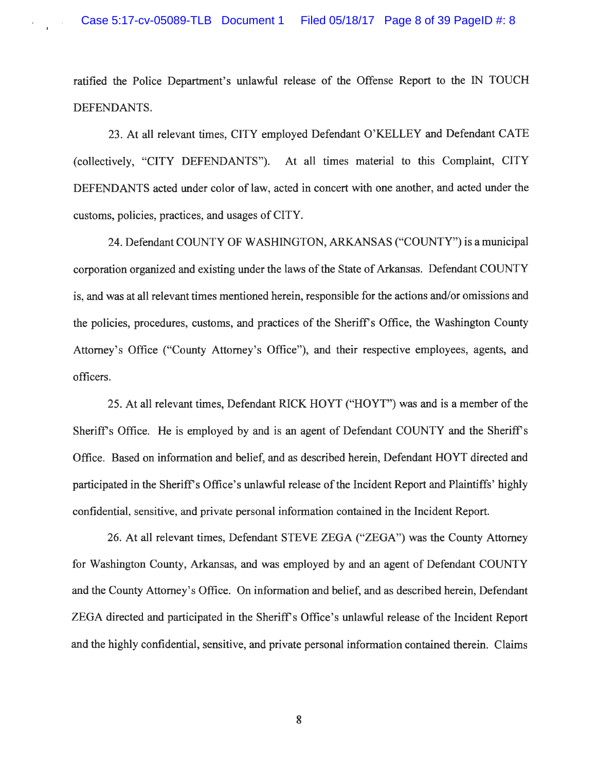ratified the Police Department's unlawful release of the Offense Report to the IN TOUCH DEFENDANTS.

23. At all relevant times, CITY employed Defendant O'KELLEY and Defendant CATE (collectively, "CITY DEFENDANTS"). At all times material to this Complaint, CITY DEFENDANTS acted under color of law, acted in concert with one another, and acted under the customs, policies, practices, and usages of CITY.

24. Defendant COUNTY OF WASHINGTON, ARKANSAS ("COUNTY") is a municipal corporation organized and existing under the laws of the State of Arkansas. Defendant COUNTY is, and was at all relevant times mentioned herein, responsible for the actions and/or omissions and the policies, procedures, customs, and practices of the Sheriff's Office, the Washington County Attorney's Office ("County Attorney's Office"), and their respective employees, agents, and officers.

25. At all relevant times, Defendant RICK HOYT ("HOYT") was and is a member of the Sheriff's Office. He is employed by and is an agent of Defendant COUNTY and the Sheriff's Office. Based on information and belief, and as described herein, Defendant HOYT directed and participated in the Sheriff's Office's unlawful release of the Incident Report and Plaintiffs' highly confidential, sensitive, and private personal information contained in the Incident Report.

26. At all relevant times, Defendant STEVE ZEGA ("ZEGA") was the County Attorney for Washington County, Arkansas, and was employed by and an agent of Defendant COUNTY and the County Attorney's Office. On information and belief, and as described herein, Defendant ZEGA directed and participated in the Sheriff's Office's unlawful release of the Incident Report and the highly confidential, sensitive, and private personal information contained therein. Claims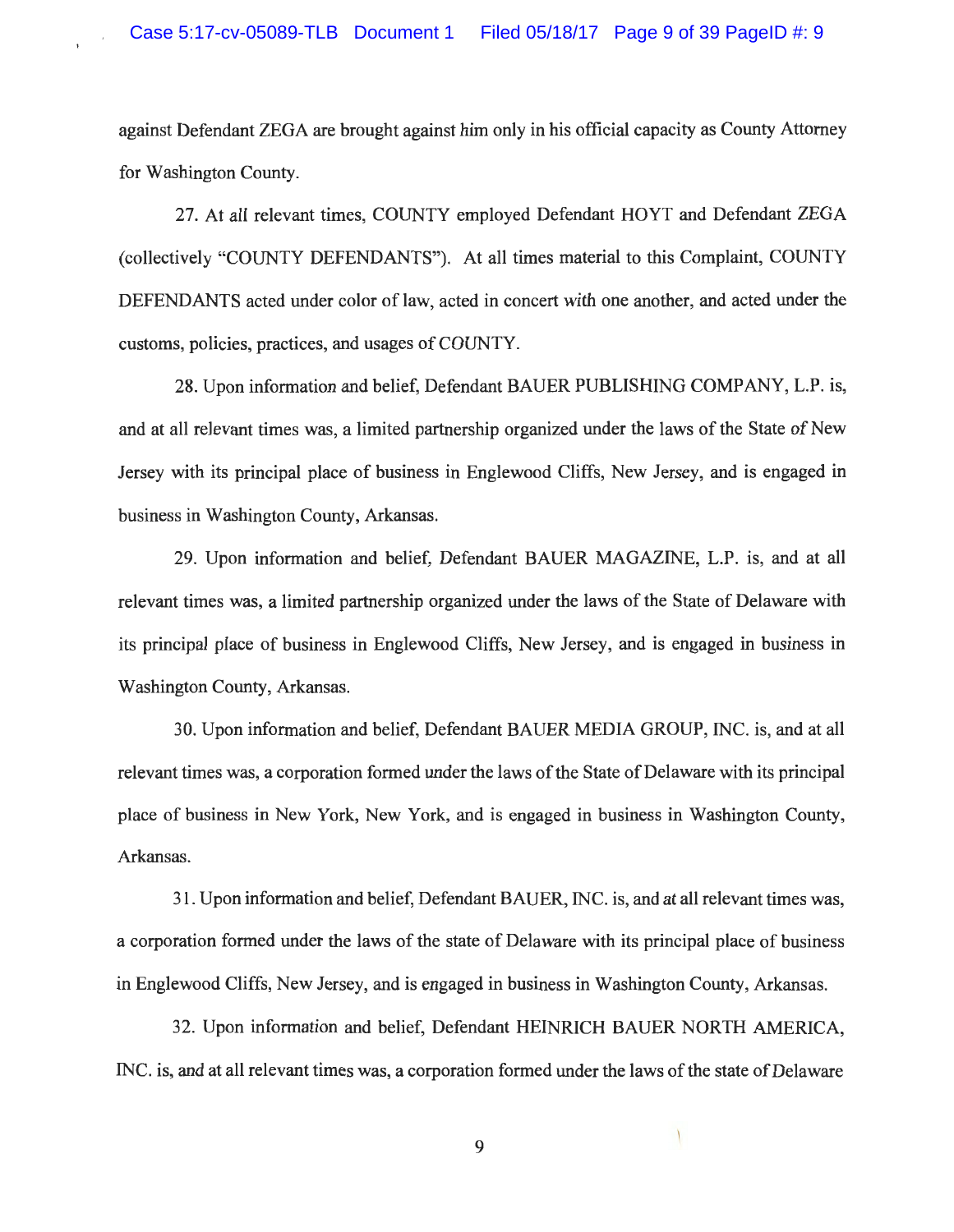against Defendant ZEGA are brought against him only in his official capacity as County Attorney for Washington County.

27. At all relevant times, COUNTY employed Defendant HOYT and Defendant ZEGA (collectively "COUNTY DEFENDANTS"). At all times material to this Complaint, COUNTY DEFENDANTS acted under color of law, acted in concert with one another, and acted under the customs, policies, practices, and usages of COUNTY.

28. Upon information and belief, Defendant BAUER PUBLISHING COMPANY, L.P. is, and at all relevant times was, a limited partnership organized under the laws of the State of New Jersey with its principal place of business in Englewood Cliffs, New Jersey, and is engaged in business in Washington County, Arkansas.

29. Upon information and belief, Defendant BAUER MAGAZINE, L.P. is, and at all relevant times was, a limited partnership organized under the laws of the State of Delaware with its principal place of business in Englewood Cliffs, New Jersey, and is engaged in business in Washington County, Arkansas.

30. Upon information and belief, Defendant BAUER MEDIA GROUP, INC. is, and at all relevant times was, a corporation formed under the laws of the State of Delaware with its principal place of business in New York, New York, and is engaged in business in Washington County, Arkansas.

31. Upon information and belief, Defendant BAUER, INC. is, and at all relevant times was, a corporation formed under the laws of the state of Delaware with its principal place of business in Englewood Cliffs, New Jersey, and is engaged in business in Washington County, Arkansas.

32. Upon information and belief, Defendant HEINRICH BAUER NORTH AMERICA, INC. is, and at all relevant times was, a corporation formed under the laws of the state of Delaware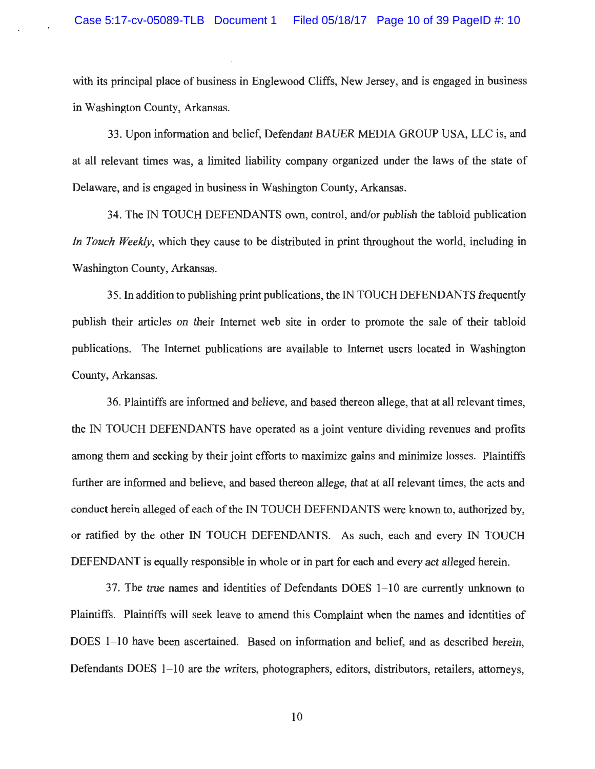with its principal place of business in Englewood Cliffs, New Jersey, and is engaged in business in Washington County, Arkansas.

33. Upon information and belief, Defendant BAUER MEDIA GROUP USA, LLC is, and at all relevant times was, a limited liability company organized under the laws of the state of Delaware, and is engaged in business in Washington County, Arkansas.

34. The IN TOUCH DEFENDANTS own, control, and/or publish the tabloid publication *In Touch Weekly*, which they cause to be distributed in print throughout the world, including in Washington County, Arkansas.

35. In addition to publishing print publications, the IN TOUCH DEFENDANTS frequently publish their articles on their Internet web site in order to promote the sale of their tabloid publications. The Internet publications are available to Internet users located in Washington County, Arkansas.

36. Plaintiffs are informed and believe, and based thereon allege, that at all relevant times, the IN TOUCH DEFENDANTS have operated as a joint venture dividing revenues and profits among them and seeking by their joint efforts to maximize gains and minimize losses. Plaintiffs further are informed and believe, and based thereon allege, that at all relevant times, the acts and conduct herein alleged of each of the IN TOUCH DEFENDANTS were known to, authorized by, or ratified by the other IN TOUCH DEFENDANTS. As such, each and every IN TOUCH DEFENDANT is equally responsible in whole or in part for each and every act alleged herein.

37. The true names and identities of Defendants DOES 1–10 are currently unknown to Plaintiffs. Plaintiffs will seek leave to amend this Complaint when the names and identities of DOES 1–10 have been ascertained. Based on information and belief, and as described herein, Defendants DOES 1–10 are the writers, photographers, editors, distributors, retailers, attorneys,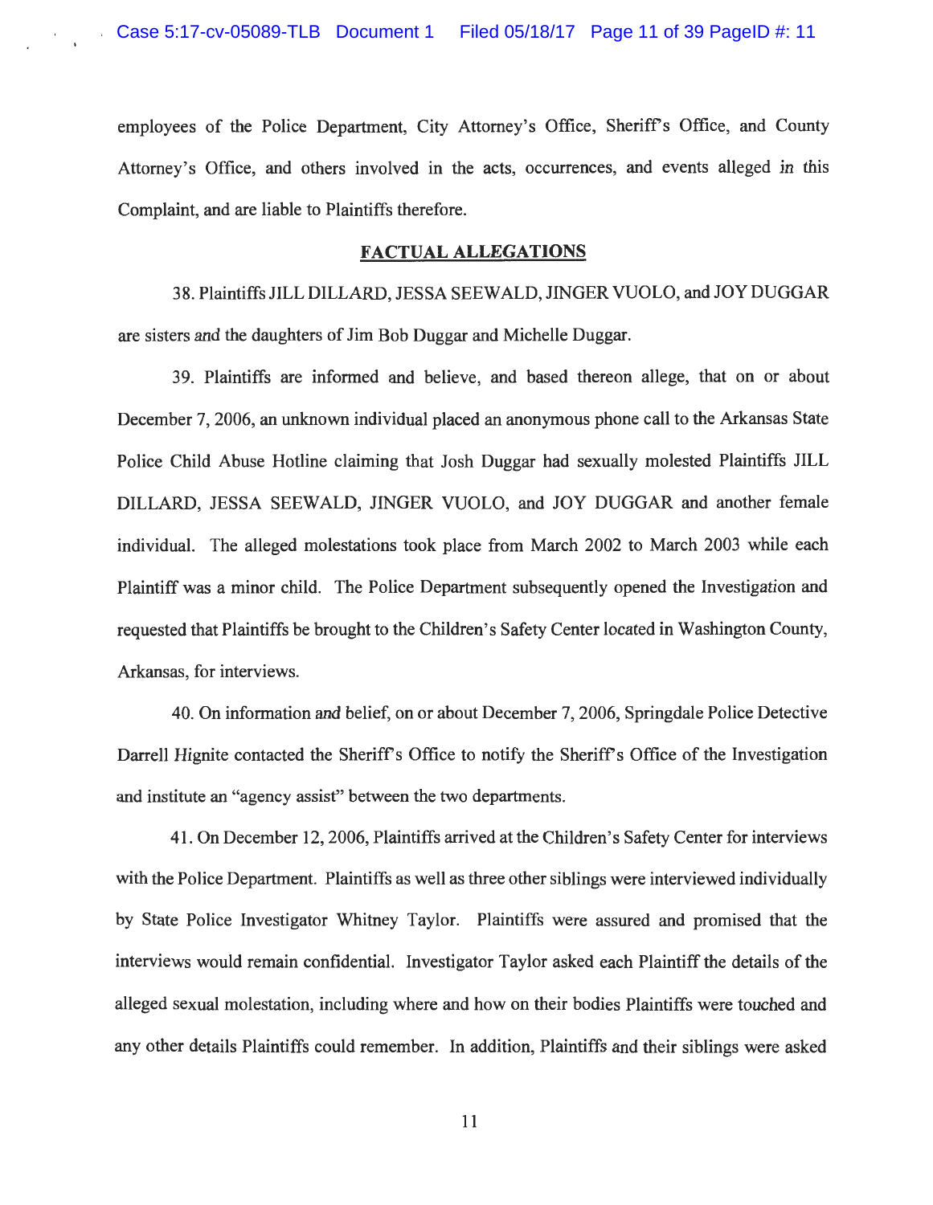employees of the Police Department, City Attorney's Office, Sheriff's Office, and County Attorney's Office, and others involved in the acts, occurrences, and events alleged in this Complaint, and are liable to Plaintiffs therefore.

## FACTUAL ALLEGATIONS

38. Plaintiffs JILL DILLARD, JESSA SEEWALD, JINGER VUOLO, and JOY DUGGAR are sisters and the daughters of Jim Bob Duggar and Michelle Duggar.

39. Plaintiffs are informed and believe, and based thereon allege, that on or about December 7, 2006, an unknown individual placed an anonymous phone call to the Arkansas State Police Child Abuse Hotline claiming that Josh Duggar had sexually molested Plaintiffs JILL DILLARD, JESSA SEEWALD, JINGER VUOLO, and JOY DUGGAR and another female individual. The alleged molestations took place from March 2002 to March 2003 while each Plaintiff was a minor child. The Police Department subsequently opened the Investigation and requested that Plaintiffs be brought to the Children's Safety Center located in Washington County, Arkansas, for interviews.

40. On information and belief, on or about December 7, 2006, Springdale Police Detective Darrell Hignite contacted the Sheriff's Office to notify the Sheriff's Office of the Investigation and institute an "agency assist" between the two departments.

41. On December 12, 2006, Plaintiffs arrived at the Children's Safety Center for interviews with the Police Department. Plaintiffs as well as three other siblings were interviewed individually by State Police Investigator Whitney Taylor. Plaintiffs were assured and promised that the interviews would remain confidential. Investigator Taylor asked each Plaintiff the details of the alleged sexual molestation, including where and how on their bodies Plaintiffs were touched and any other details Plaintiffs could remember. In addition, Plaintiffs and their siblings were asked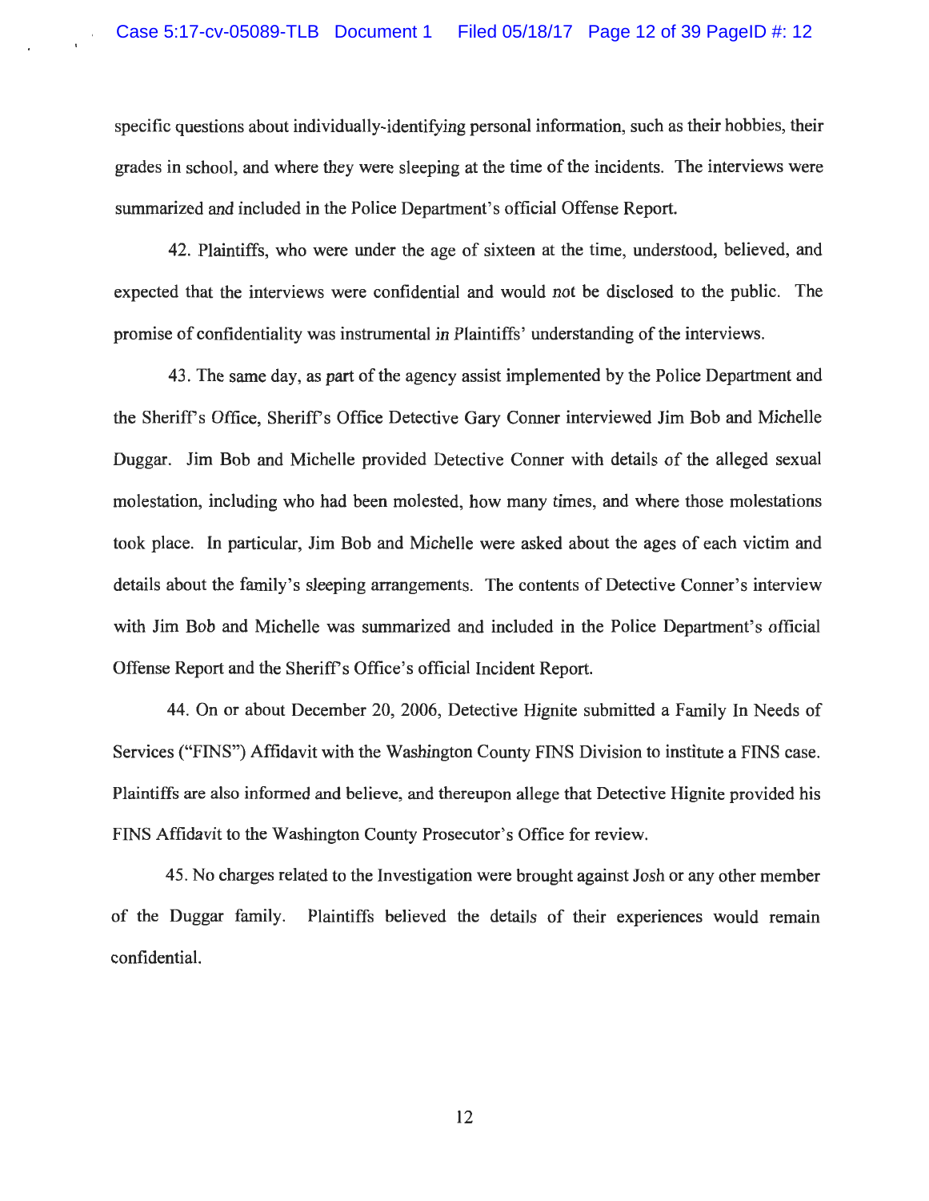specific questions about individually-identifying personal information, such as their hobbies, their grades in school, and where they were sleeping at the time of the incidents. The interviews were summarized and included in the Police Department's official Offense Report.

42. Plaintiffs, who were under the age of sixteen at the time, understood, believed, and expected that the interviews were confidential and would not be disclosed to the public. The promise of confidentiality was instrumental in Plaintiffs' understanding of the interviews.

43. The same day, as part of the agency assist implemented by the Police Department and the Sheriff's Office, Sheriff's Office Detective Gary Conner interviewed Jim Bob and Michelle Duggar. Jim Bob and Michelle provided Detective Conner with details of the alleged sexual molestation, including who had been molested, how many times, and where those molestations took place. In particular, Jim Bob and Michelle were asked about the ages of each victim and details about the family's sleeping arrangements. The contents of Detective Conner's interview with Jim Bob and Michelle was summarized and included in the Police Department's official Offense Report and the Sheriff's Office's official Incident Report.

44. On or about December 20, 2006, Detective Hignite submitted a Family In Needs of Services ("FINS") Affidavit with the Washington County FINS Division to institute a FINS case. Plaintiffs are also informed and believe, and thereupon allege that Detective Hignite provided his FINS Affidavit to the Washington County Prosecutor's Office for review.

45. No charges related to the Investigation were brought against Josh or any other member of the Duggar family. Plaintiffs believed the details of their experiences would remain confidential.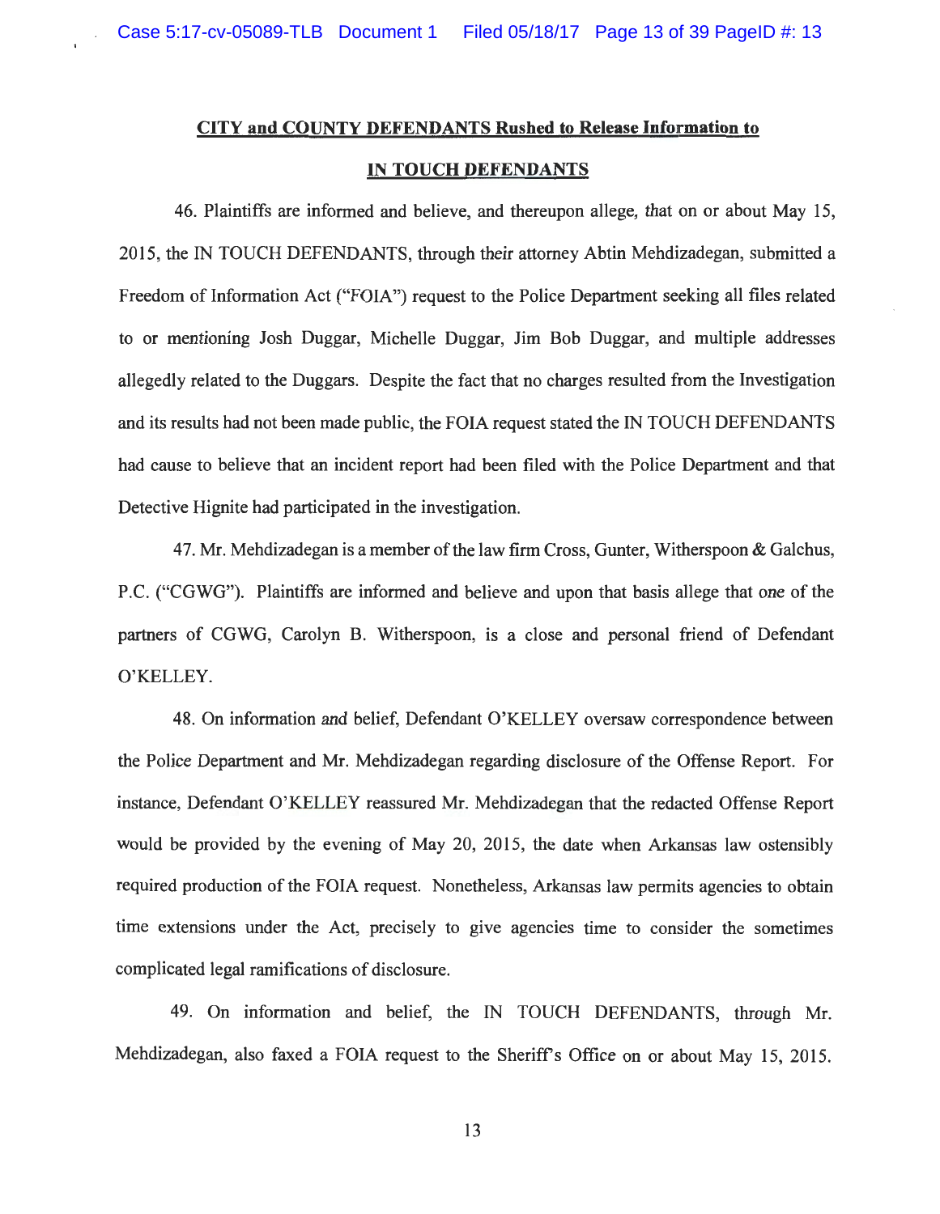## CITY and COUNTY DEFENDANTS Rushed to Release Information to IN TOUCH DEFENDANTS

46. Plaintiffs are informed and believe, and thereupon allege, that on or about May 15, 2015, the IN TOUCH DEFENDANTS, through their attorney Abtin Mehdizadegan, submitted a Freedom of Information Act ("FOIA") request to the Police Department seeking all files related to or mentioning Josh Duggar, Michelle Duggar, Jim Bob Duggar, and multiple addresses allegedly related to the Duggars. Despite the fact that no charges resulted from the Investigation and its results had not been made public, the FOIA request stated the IN TOUCH DEFENDANTS had cause to believe that an incident report had been filed with the Police Department and that Detective Hignite had participated in the investigation.

47. Mr. Mehdizadegan is a member of the law firm Cross, Gunter, Witherspoon & Galchus, P.C. ("CGWG"). Plaintiffs are informed and believe and upon that basis allege that one of the partners of CGWG, Carolyn B. Witherspoon, is a close and personal friend of Defendant O'KELLEY.

48. On information and belief, Defendant O'KELLEY oversaw correspondence between the Police Department and Mr. Mehdizadegan regarding disclosure of the Offense Report. For instance, Defendant O'KELLEY reassured Mr. Mehdizadegan that the redacted Offense Report would be provided by the evening of May 20, 2015, the date when Arkansas law ostensibly required production of the FOIA request. Nonetheless, Arkansas law permits agencies to obtain time extensions under the Act, precisely to give agencies time to consider the sometimes complicated legal ramifications of disclosure.

49. On information and belief, the IN TOUCH DEFENDANTS, through Mr. Mehdizadegan, also faxed a FOIA request to the Sheriff's Office on or about May 15, 2015.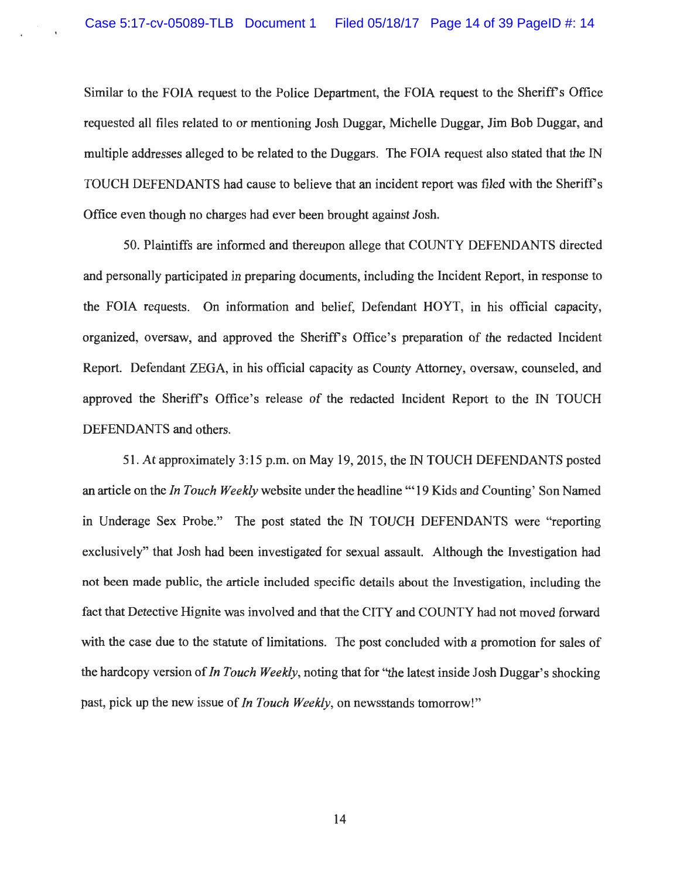Similar to the FOIA request to the Police Department, the FOIA request to the Sheriff's Office requested all files related to or mentioning Josh Duggar, Michelle Duggar, Jim Bob Duggar, and multiple addresses alleged to be related to the Duggars. The FOIA request also stated that the IN TOUCH DEFENDANTS had cause to believe that an incident report was filed with the Sheriff's Office even though no charges had ever been brought against Josh.

50. Plaintiffs are informed and thereupon allege that COUNTY DEFENDANTS directed and personally participated in preparing documents, including the Incident Report, in response to the FOIA requests. On information and belief, Defendant HOYT, in his official capacity, organized, oversaw, and approved the Sheriff's Office's preparation of the redacted Incident Report. Defendant ZEGA, in his official capacity as County Attorney, oversaw, counseled, and approved the Sheriff's Office's release of the redacted Incident Report to the IN TOUCH DEFENDANTS and others.

51. At approximately 3:15 p.m. on May 19, 2015, the IN TOUCH DEFENDANTS posted an article on the *In Touch Weekly* website under the headline "'19 Kids and Counting' Son Named in Underage Sex Probe." The post stated the IN TOUCH DEFENDANTS were "reporting exclusively" that Josh had been investigated for sexual assault. Although the Investigation had not been made public, the article included specific details about the Investigation, including the fact that Detective Hignite was involved and that the CITY and COUNTY had not moved forward with the case due to the statute of limitations. The post concluded with a promotion for sales of the hardcopy version of *In Touch Weekly*, noting that for "the latest inside Josh Duggar's shocking past, pick up the new issue of *In Touch Weekly*, on newsstands tomorrow!"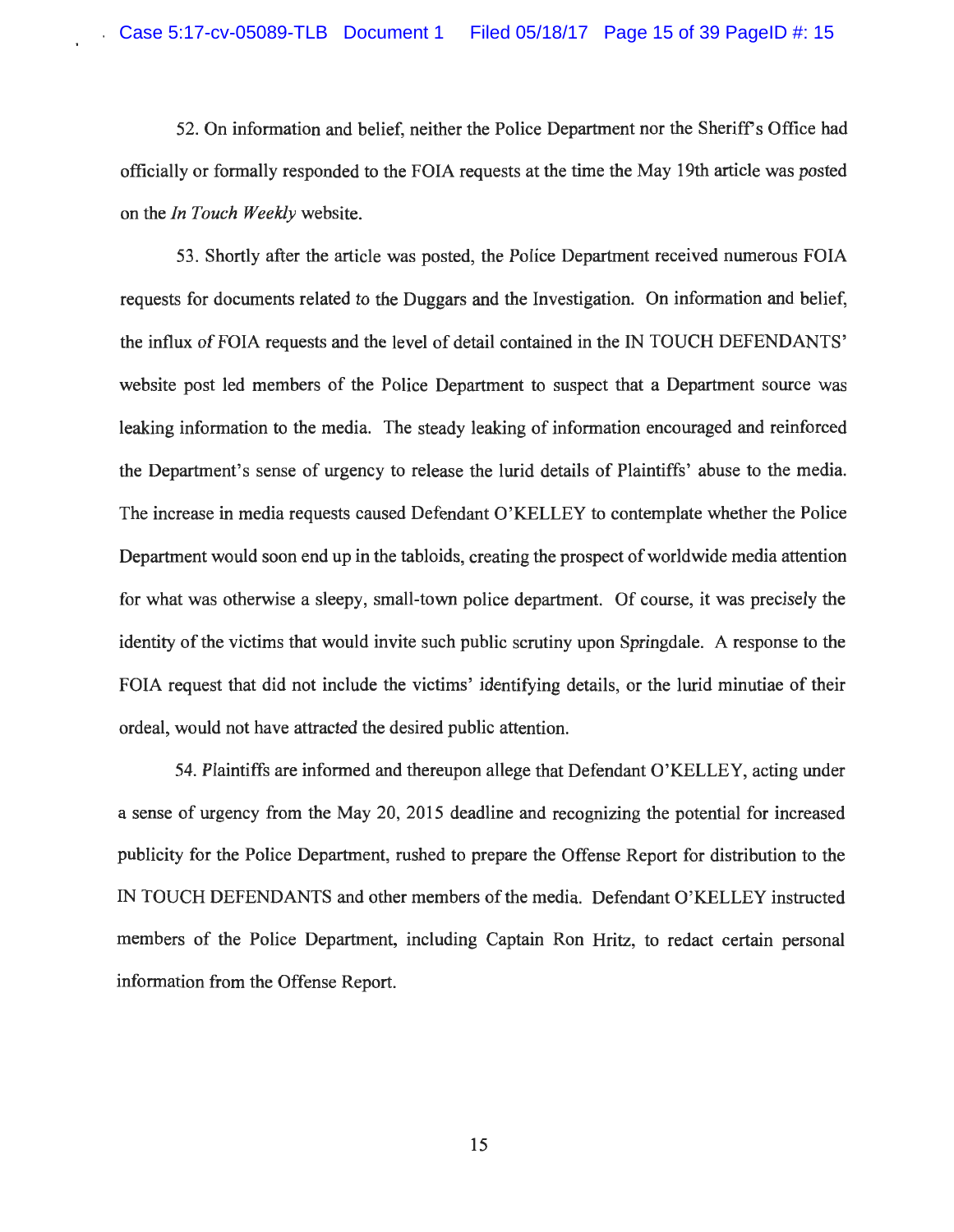52. On information and belief, neither the Police Department nor the Sheriff's Office had officially or formally responded to the FOIA requests at the time the May 19th article was posted on the *In Touch Weekly* website.

53. Shortly after the article was posted, the Police Department received numerous FOIA requests for documents related to the Duggars and the Investigation. On information and belief, the influx of FOIA requests and the level of detail contained in the IN TOUCH DEFENDANTS' website post led members of the Police Department to suspect that a Department source was leaking information to the media. The steady leaking of information encouraged and reinforced the Department's sense of urgency to release the lurid details of Plaintiffs' abuse to the media. The increase in media requests caused Defendant O'KELLEY to contemplate whether the Police Department would soon end up in the tabloids, creating the prospect of worldwide media attention for what was otherwise a sleepy, small-town police department. Of course, it was precisely the identity of the victims that would invite such public scrutiny upon Springdale. A response to the FOIA request that did not include the victims' identifying details, or the lurid minutiae of their ordeal, would not have attracted the desired public attention.

54. Plaintiffs are informed and thereupon allege that Defendant O'KELLEY, acting under a sense of urgency from the May 20, 2015 deadline and recognizing the potential for increased publicity for the Police Department, rushed to prepare the Offense Report for distribution to the IN TOUCH DEFENDANTS and other members of the media. Defendant O'KELLEY instructed members of the Police Department, including Captain Ron Hritz, to redact certain personal information from the Offense Report.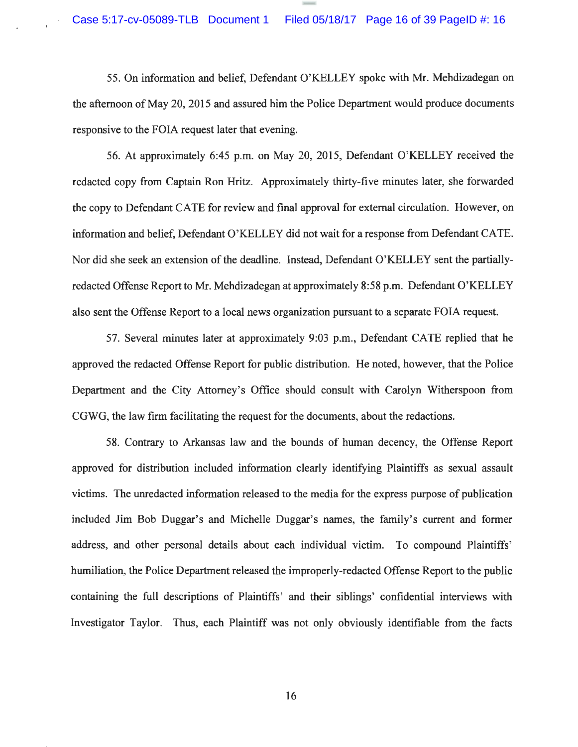55. On information and belief, Defendant O'KELLEY spoke with Mr. Mehdizadegan on the afternoon of May 20, 2015 and assured him the Police Department would produce documents responsive to the FOIA request later that evening.

56. At approximately 6:45 p.m. on May 20, 2015, Defendant O'KELLEY received the redacted copy from Captain Ron Hritz. Approximately thirty-five minutes later, she forwarded the copy to Defendant CATE for review and final approval for external circulation. However, on information and belief, Defendant O'KELLEY did not wait for a response from Defendant CATE. Nor did she seek an extension of the deadline. Instead, Defendant O'KELLEY sent the partially-redacted Offense Report to Mr. Mehdizadegan at approximately 8:58 p.m. Defendant O'KELLEY also sent the Offense Report to a local news organization pursuant to a separate FOIA request.

57. Several minutes later at approximately 9:03 p.m., Defendant CATE replied that he approved the redacted Offense Report for public distribution. He noted, however, that the Police Department and the City Attorney's Office should consult with Carolyn Witherspoon from CGWG, the law firm facilitating the request for the documents, about the redactions.

58. Contrary to Arkansas law and the bounds of human decency, the Offense Report approved for distribution included information clearly identifying Plaintiffs as sexual assault victims. The unredacted information released to the media for the express purpose of publication included Jim Bob Duggar's and Michelle Duggar's names, the family's current and former address, and other personal details about each individual victim. To compound Plaintiffs' humiliation, the Police Department released the improperly-redacted Offense Report to the public containing the full descriptions of Plaintiffs' and their siblings' confidential interviews with Investigator Taylor. Thus, each Plaintiff was not only obviously identifiable from the facts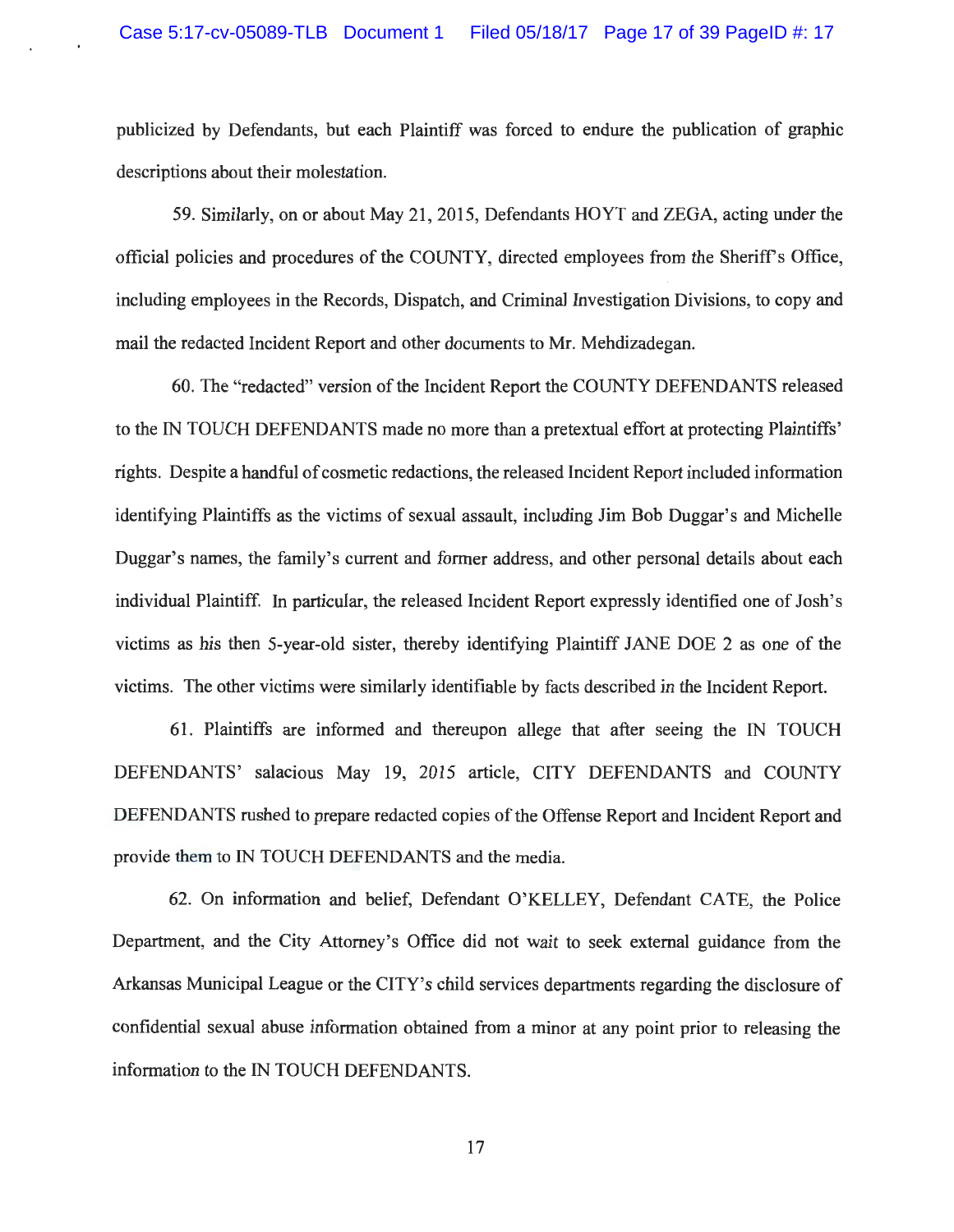publicized by Defendants, but each Plaintiff was forced to endure the publication of graphic descriptions about their molestation.

59. Similarly, on or about May 21, 2015, Defendants HOYT and ZEGA, acting under the official policies and procedures of the COUNTY, directed employees from the Sheriff's Office, including employees in the Records, Dispatch, and Criminal Investigation Divisions, to copy and mail the redacted Incident Report and other documents to Mr. Mehdizadegan.

60. The "redacted" version of the Incident Report the COUNTY DEFENDANTS released to the IN TOUCH DEFENDANTS made no more than a pretextual effort at protecting Plaintiffs' rights. Despite a handful of cosmetic redactions, the released Incident Report included information identifying Plaintiffs as the victims of sexual assault, including Jim Bob Duggar's and Michelle Duggar's names, the family's current and former address, and other personal details about each individual Plaintiff. In particular, the released Incident Report expressly identified one of Josh's victims as his then 5-year-old sister, thereby identifying Plaintiff JANE DOE 2 as one of the victims. The other victims were similarly identifiable by facts described in the Incident Report.

61. Plaintiffs are informed and thereupon allege that after seeing the IN TOUCH DEFENDANTS' salacious May 19, 2015 article, CITY DEFENDANTS and COUNTY DEFENDANTS rushed to prepare redacted copies of the Offense Report and Incident Report and provide them to IN TOUCH DEFENDANTS and the media.

62. On information and belief, Defendant O'KELLEY, Defendant CATE, the Police Department, and the City Attorney's Office did not wait to seek external guidance from the Arkansas Municipal League or the CITY's child services departments regarding the disclosure of confidential sexual abuse information obtained from a minor at any point prior to releasing the information to the IN TOUCH DEFENDANTS.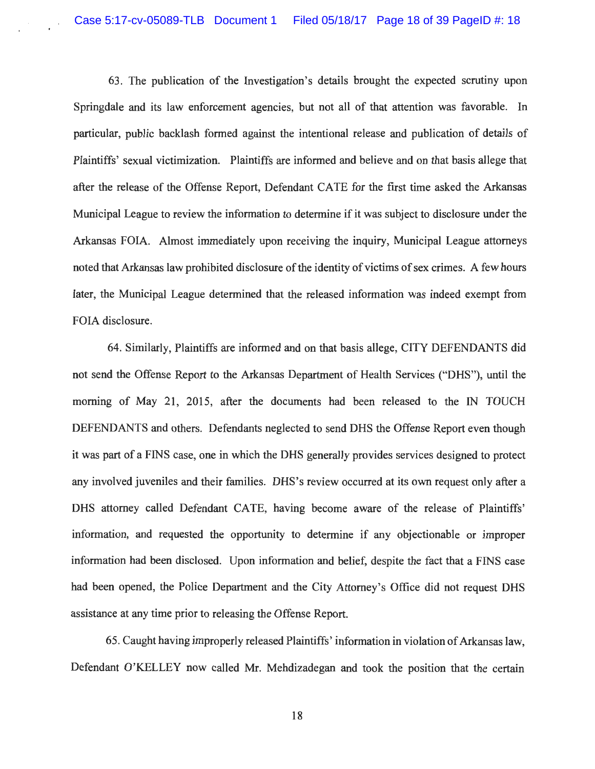63. The publication of the Investigation's details brought the expected scrutiny upon Springdale and its law enforcement agencies, but not all of that attention was favorable. In particular, public backlash formed against the intentional release and publication of details of Plaintiffs' sexual victimization. Plaintiffs are informed and believe and on that basis allege that after the release of the Offense Report, Defendant CATE for the first time asked the Arkansas Municipal League to review the information to determine if it was subject to disclosure under the Arkansas FOIA. Almost immediately upon receiving the inquiry, Municipal League attorneys noted that Arkansas law prohibited disclosure of the identity of victims of sex crimes. A few hours later, the Municipal League determined that the released information was indeed exempt from FOIA disclosure.

64. Similarly, Plaintiffs are informed and on that basis allege, CITY DEFENDANTS did not send the Offense Report to the Arkansas Department of Health Services ("DHS"), until the morning of May 21, 2015, after the documents had been released to the IN TOUCH DEFENDANTS and others. Defendants neglected to send DHS the Offense Report even though it was part of a FINS case, one in which the DHS generally provides services designed to protect any involved juveniles and their families. DHS's review occurred at its own request only after a DHS attorney called Defendant CATE, having become aware of the release of Plaintiffs' information, and requested the opportunity to determine if any objectionable or improper information had been disclosed. Upon information and belief, despite the fact that a FINS case had been opened, the Police Department and the City Attorney's Office did not request DHS assistance at any time prior to releasing the Offense Report.

65. Caught having improperly released Plaintiffs' information in violation of Arkansas law, Defendant O'KELLEY now called Mr. Mehdizadegan and took the position that the certain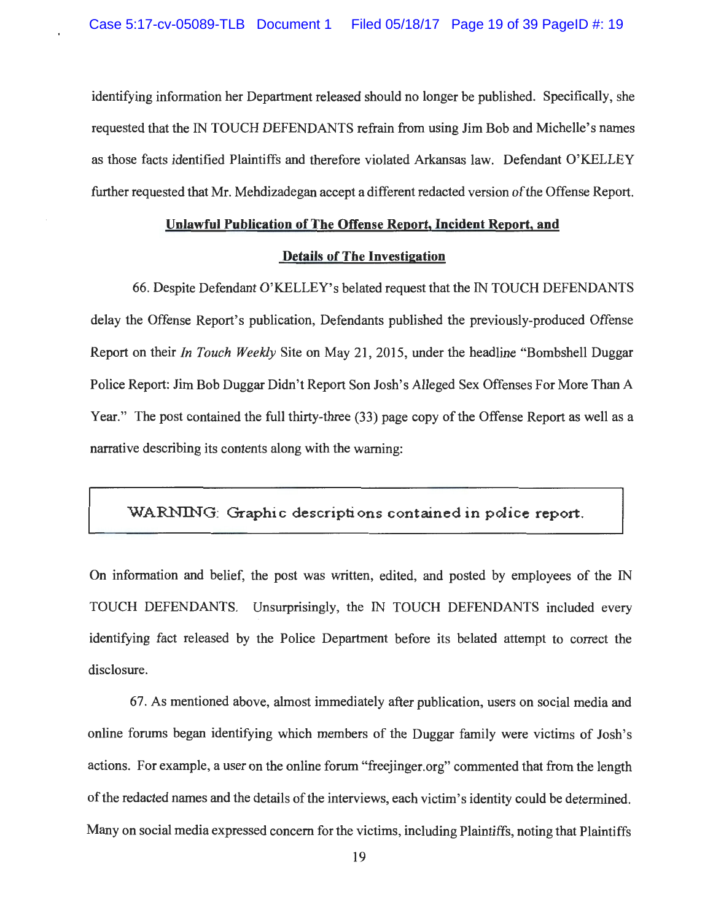identifying information her Department released should no longer be published. Specifically, she requested that the IN TOUCH DEFENDANTS refrain from using Jim Bob and Michelle's names as those facts identified Plaintiffs and therefore violated Arkansas law. Defendant O'KELLEY further requested that Mr. Mehdizadegan accept a different redacted version of the Offense Report.

**Unlawful Publication of The Offense Report, Incident Report, and Details of The Investigation**

66. Despite Defendant O'KELLEY's belated request that the IN TOUCH DEFENDANTS delay the Offense Report's publication, Defendants published the previously-produced Offense Report on their *In Touch Weekly* Site on May 21, 2015, under the headline "Bombshell Duggar Police Report: Jim Bob Duggar Didn't Report Son Josh's Alleged Sex Offenses For More Than A Year." The post contained the full thirty-three (33) page copy of the Offense Report as well as a narrative describing its contents along with the warning:

| |
|---|
| WARNING: Graphic descriptions contained in police report. |

On information and belief, the post was written, edited, and posted by employees of the IN TOUCH DEFENDANTS. Unsurprisingly, the IN TOUCH DEFENDANTS included every identifying fact released by the Police Department before its belated attempt to correct the disclosure.

67. As mentioned above, almost immediately after publication, users on social media and online forums began identifying which members of the Duggar family were victims of Josh's actions. For example, a user on the online forum "freejinger.org" commented that from the length of the redacted names and the details of the interviews, each victim's identity could be determined. Many on social media expressed concern for the victims, including Plaintiffs, noting that Plaintiffs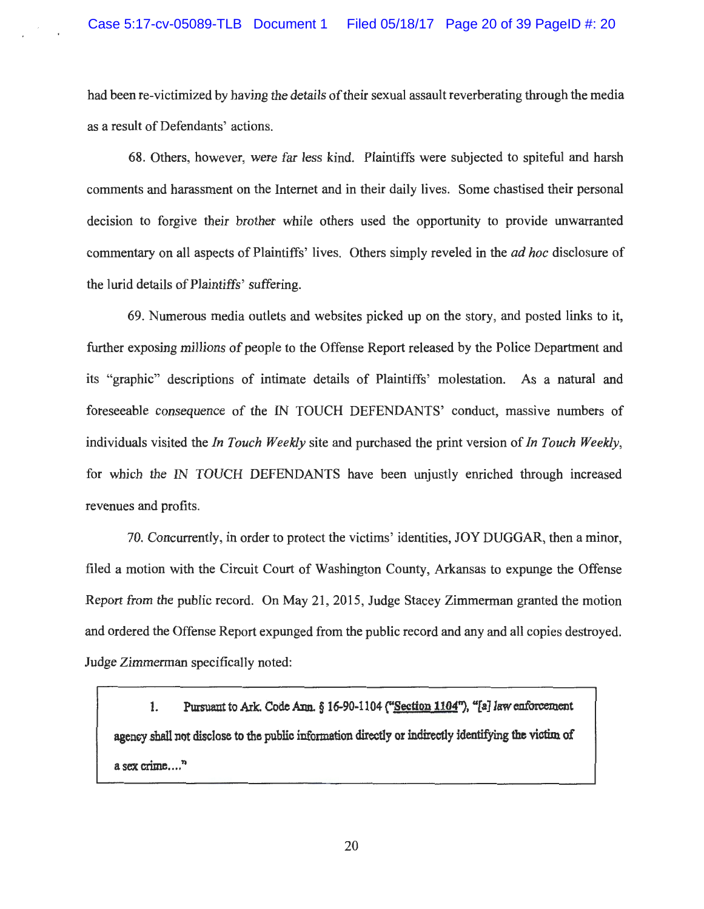had been re-victimized by having the details of their sexual assault reverberating through the media as a result of Defendants' actions.

68. Others, however, were far less kind. Plaintiffs were subjected to spiteful and harsh comments and harassment on the Internet and in their daily lives. Some chastised their personal decision to forgive their brother while others used the opportunity to provide unwarranted commentary on all aspects of Plaintiffs' lives. Others simply reveled in the *ad hoc* disclosure of the lurid details of Plaintiffs' suffering.

69. Numerous media outlets and websites picked up on the story, and posted links to it, further exposing millions of people to the Offense Report released by the Police Department and its "graphic" descriptions of intimate details of Plaintiffs' molestation. As a natural and foreseeable consequence of the IN TOUCH DEFENDANTS' conduct, massive numbers of individuals visited the *In Touch Weekly* site and purchased the print version of *In Touch Weekly*, for which the IN TOUCH DEFENDANTS have been unjustly enriched through increased revenues and profits.

70. Concurrently, in order to protect the victims' identities, JOY DUGGAR, then a minor, filed a motion with the Circuit Court of Washington County, Arkansas to expunge the Offense Report from the public record. On May 21, 2015, Judge Stacey Zimmerman granted the motion and ordered the Offense Report expunged from the public record and any and all copies destroyed. Judge Zimmerman specifically noted:

> 1. Pursuant to Ark. Code Ann. § 16-90-1104 ("<u>Section 1104</u>"), "[a] *law enforcement* agency shall not disclose to the public information directly or indirectly identifying the victim of a sex crime...."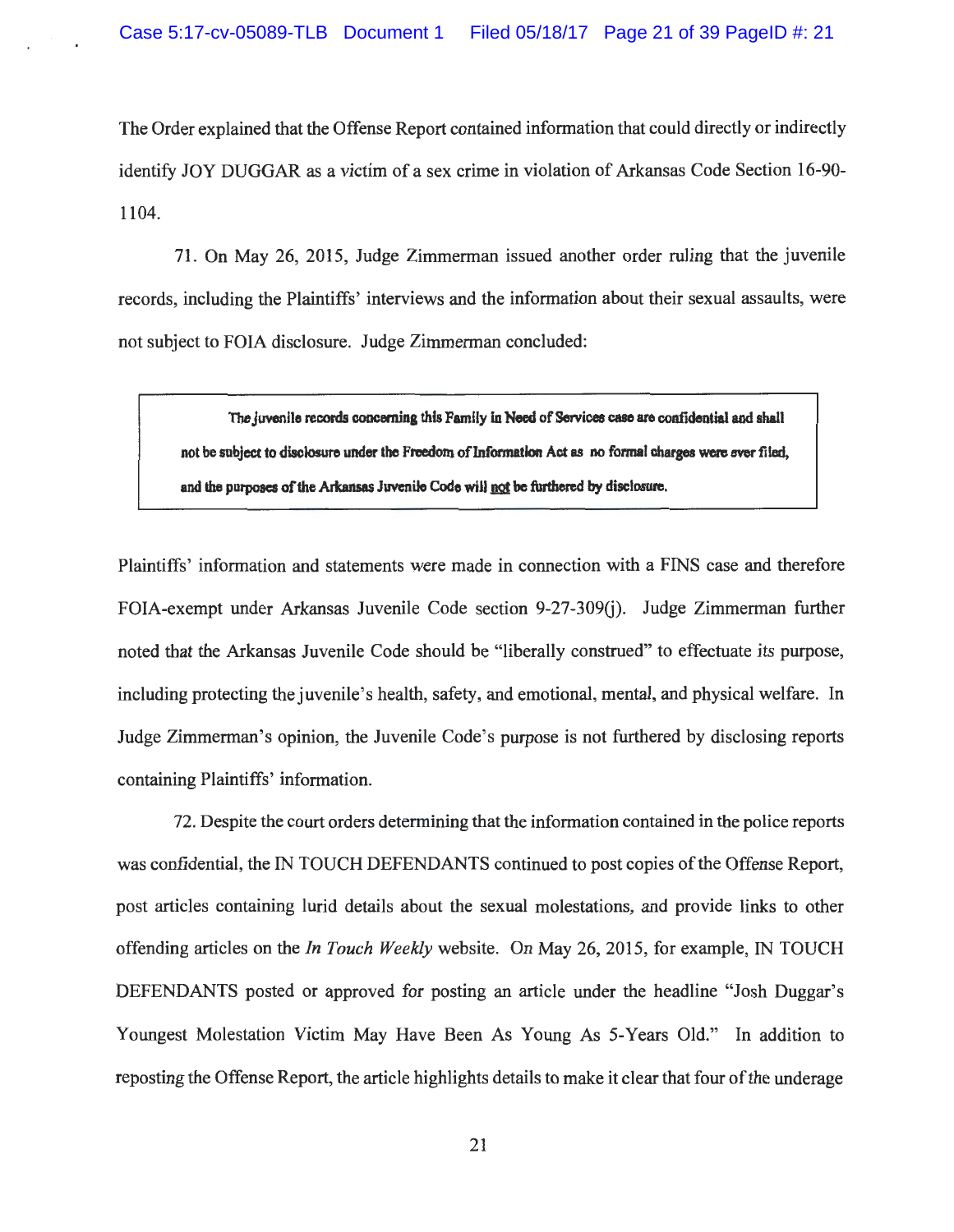The Order explained that the Offense Report contained information that could directly or indirectly identify JOY DUGGAR as a victim of a sex crime in violation of Arkansas Code Section 16-90-1104.

71. On May 26, 2015, Judge Zimmerman issued another order ruling that the juvenile records, including the Plaintiffs' interviews and the information about their sexual assaults, were not subject to FOIA disclosure. Judge Zimmerman concluded:

> **The juvenile records concerning this Family in Need of Services case are confidential and shall not be subject to disclosure under the Freedom of Information Act as no formal charges were ever filed, and the purposes of the Arkansas Juvenile Code will not be furthered by disclosure.**

Plaintiffs' information and statements were made in connection with a FINS case and therefore FOIA-exempt under Arkansas Juvenile Code section 9-27-309(j). Judge Zimmerman further noted that the Arkansas Juvenile Code should be "liberally construed" to effectuate its purpose, including protecting the juvenile's health, safety, and emotional, mental, and physical welfare. In Judge Zimmerman's opinion, the Juvenile Code's purpose is not furthered by disclosing reports containing Plaintiffs' information.

72. Despite the court orders determining that the information contained in the police reports was confidential, the IN TOUCH DEFENDANTS continued to post copies of the Offense Report, post articles containing lurid details about the sexual molestations, and provide links to other offending articles on the *In Touch Weekly* website. On May 26, 2015, for example, IN TOUCH DEFENDANTS posted or approved for posting an article under the headline "Josh Duggar's Youngest Molestation Victim May Have Been As Young As 5-Years Old." In addition to reposting the Offense Report, the article highlights details to make it clear that four of the underage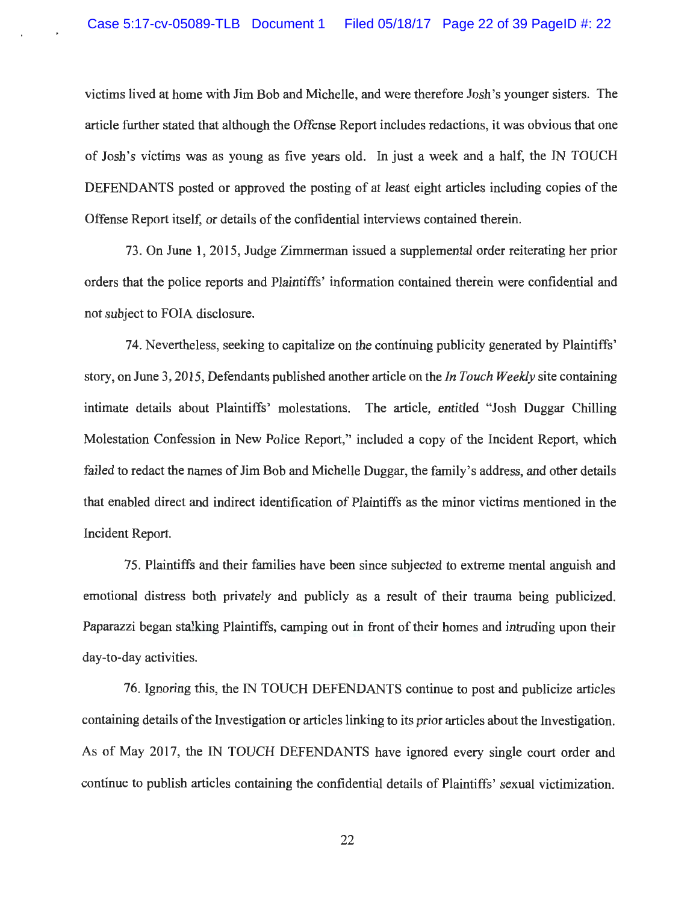victims lived at home with Jim Bob and Michelle, and were therefore Josh's younger sisters. The article further stated that although the Offense Report includes redactions, it was obvious that one of Josh's victims was as young as five years old. In just a week and a half, the IN TOUCH DEFENDANTS posted or approved the posting of at least eight articles including copies of the Offense Report itself, or details of the confidential interviews contained therein.

73. On June 1, 2015, Judge Zimmerman issued a supplemental order reiterating her prior orders that the police reports and Plaintiffs' information contained therein were confidential and not subject to FOIA disclosure.

74. Nevertheless, seeking to capitalize on the continuing publicity generated by Plaintiffs' story, on June 3, 2015, Defendants published another article on the *In Touch Weekly* site containing intimate details about Plaintiffs' molestations. The article, entitled "Josh Duggar Chilling Molestation Confession in New Police Report," included a copy of the Incident Report, which failed to redact the names of Jim Bob and Michelle Duggar, the family's address, and other details that enabled direct and indirect identification of Plaintiffs as the minor victims mentioned in the Incident Report.

75. Plaintiffs and their families have been since subjected to extreme mental anguish and emotional distress both privately and publicly as a result of their trauma being publicized. Paparazzi began stalking Plaintiffs, camping out in front of their homes and intruding upon their day-to-day activities.

76. Ignoring this, the IN TOUCH DEFENDANTS continue to post and publicize articles containing details of the Investigation or articles linking to its prior articles about the Investigation. As of May 2017, the IN TOUCH DEFENDANTS have ignored every single court order and continue to publish articles containing the confidential details of Plaintiffs' sexual victimization.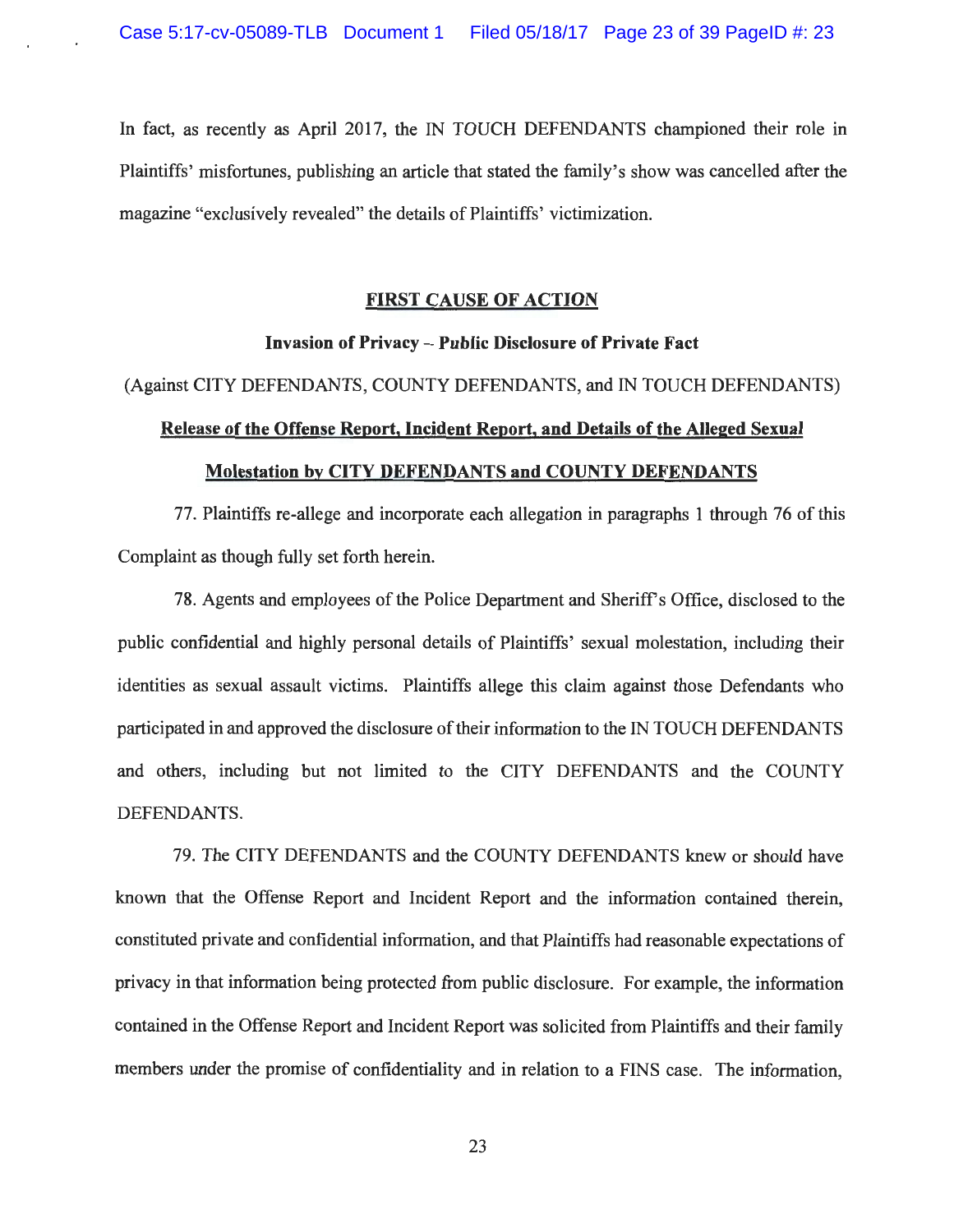In fact, as recently as April 2017, the IN TOUCH DEFENDANTS championed their role in Plaintiffs' misfortunes, publishing an article that stated the family's show was cancelled after the magazine "exclusively revealed" the details of Plaintiffs' victimization.

## FIRST CAUSE OF ACTION

### Invasion of Privacy – Public Disclosure of Private Fact

(Against CITY DEFENDANTS, COUNTY DEFENDANTS, and IN TOUCH DEFENDANTS)

**Release of the Offense Report, Incident Report, and Details of the Alleged Sexual Molestation by CITY DEFENDANTS and COUNTY DEFENDANTS**

77. Plaintiffs re-allege and incorporate each allegation in paragraphs 1 through 76 of this Complaint as though fully set forth herein.

78. Agents and employees of the Police Department and Sheriff's Office, disclosed to the public confidential and highly personal details of Plaintiffs' sexual molestation, including their identities as sexual assault victims. Plaintiffs allege this claim against those Defendants who participated in and approved the disclosure of their information to the IN TOUCH DEFENDANTS and others, including but not limited to the CITY DEFENDANTS and the COUNTY DEFENDANTS.

79. The CITY DEFENDANTS and the COUNTY DEFENDANTS knew or should have known that the Offense Report and Incident Report and the information contained therein, constituted private and confidential information, and that Plaintiffs had reasonable expectations of privacy in that information being protected from public disclosure. For example, the information contained in the Offense Report and Incident Report was solicited from Plaintiffs and their family members under the promise of confidentiality and in relation to a FINS case. The information,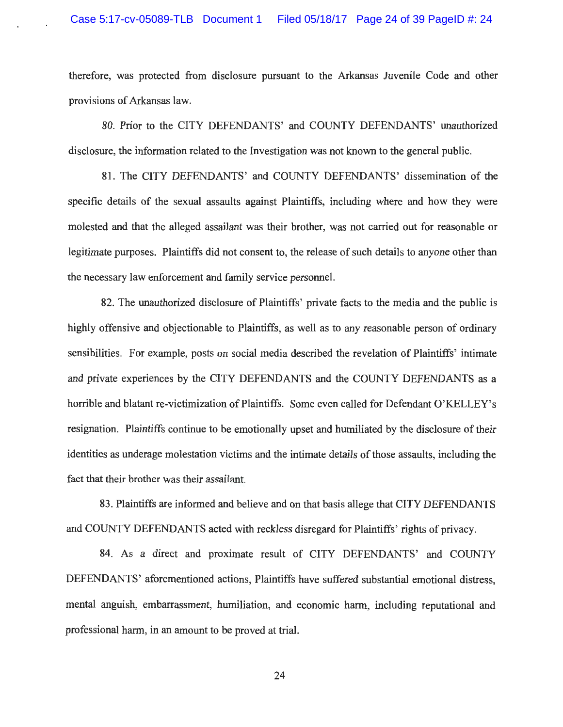therefore, was protected from disclosure pursuant to the Arkansas Juvenile Code and other provisions of Arkansas law.

80. Prior to the CITY DEFENDANTS' and COUNTY DEFENDANTS' unauthorized disclosure, the information related to the Investigation was not known to the general public.

81. The CITY DEFENDANTS' and COUNTY DEFENDANTS' dissemination of the specific details of the sexual assaults against Plaintiffs, including where and how they were molested and that the alleged assailant was their brother, was not carried out for reasonable or legitimate purposes. Plaintiffs did not consent to, the release of such details to anyone other than the necessary law enforcement and family service personnel.

82. The unauthorized disclosure of Plaintiffs' private facts to the media and the public is highly offensive and objectionable to Plaintiffs, as well as to any reasonable person of ordinary sensibilities. For example, posts on social media described the revelation of Plaintiffs' intimate and private experiences by the CITY DEFENDANTS and the COUNTY DEFENDANTS as a horrible and blatant re-victimization of Plaintiffs. Some even called for Defendant O'KELLEY's resignation. Plaintiffs continue to be emotionally upset and humiliated by the disclosure of their identities as underage molestation victims and the intimate details of those assaults, including the fact that their brother was their assailant.

83. Plaintiffs are informed and believe and on that basis allege that CITY DEFENDANTS and COUNTY DEFENDANTS acted with reckless disregard for Plaintiffs' rights of privacy.

84. As a direct and proximate result of CITY DEFENDANTS' and COUNTY DEFENDANTS' aforementioned actions, Plaintiffs have suffered substantial emotional distress, mental anguish, embarrassment, humiliation, and economic harm, including reputational and professional harm, in an amount to be proved at trial.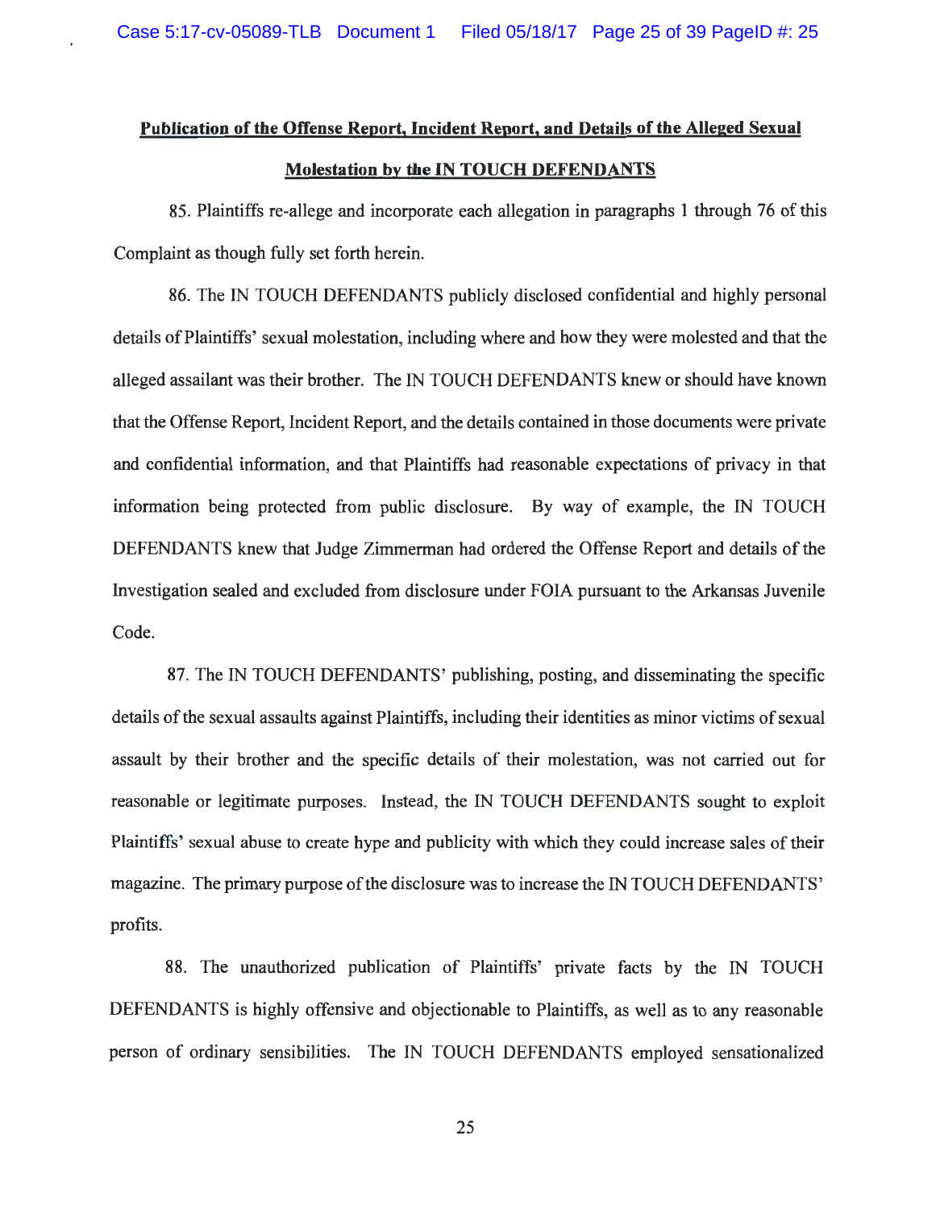## Publication of the Offense Report, Incident Report, and Details of the Alleged Sexual Molestation by the IN TOUCH DEFENDANTS

85. Plaintiffs re-allege and incorporate each allegation in paragraphs 1 through 76 of this Complaint as though fully set forth herein.

86. The IN TOUCH DEFENDANTS publicly disclosed confidential and highly personal details of Plaintiffs' sexual molestation, including where and how they were molested and that the alleged assailant was their brother. The IN TOUCH DEFENDANTS knew or should have known that the Offense Report, Incident Report, and the details contained in those documents were private and confidential information, and that Plaintiffs had reasonable expectations of privacy in that information being protected from public disclosure. By way of example, the IN TOUCH DEFENDANTS knew that Judge Zimmerman had ordered the Offense Report and details of the Investigation sealed and excluded from disclosure under FOIA pursuant to the Arkansas Juvenile Code.

87. The IN TOUCH DEFENDANTS' publishing, posting, and disseminating the specific details of the sexual assaults against Plaintiffs, including their identities as minor victims of sexual assault by their brother and the specific details of their molestation, was not carried out for reasonable or legitimate purposes. Instead, the IN TOUCH DEFENDANTS sought to exploit Plaintiffs' sexual abuse to create hype and publicity with which they could increase sales of their magazine. The primary purpose of the disclosure was to increase the IN TOUCH DEFENDANTS' profits.

88. The unauthorized publication of Plaintiffs' private facts by the IN TOUCH DEFENDANTS is highly offensive and objectionable to Plaintiffs, as well as to any reasonable person of ordinary sensibilities. The IN TOUCH DEFENDANTS employed sensationalized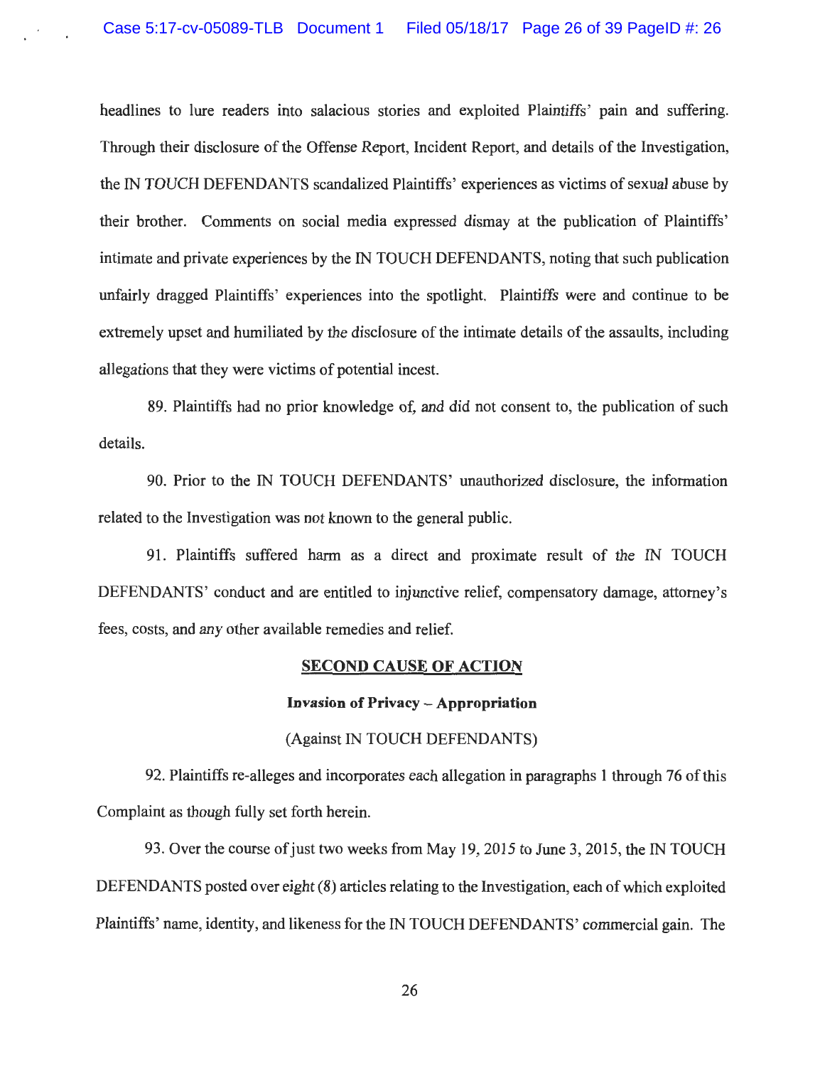headlines to lure readers into salacious stories and exploited Plaintiffs' pain and suffering. Through their disclosure of the Offense Report, Incident Report, and details of the Investigation, the IN TOUCH DEFENDANTS scandalized Plaintiffs' experiences as victims of sexual abuse by their brother. Comments on social media expressed dismay at the publication of Plaintiffs' intimate and private experiences by the IN TOUCH DEFENDANTS, noting that such publication unfairly dragged Plaintiffs' experiences into the spotlight. Plaintiffs were and continue to be extremely upset and humiliated by the disclosure of the intimate details of the assaults, including allegations that they were victims of potential incest.

89. Plaintiffs had no prior knowledge of, and did not consent to, the publication of such details.

90. Prior to the IN TOUCH DEFENDANTS' unauthorized disclosure, the information related to the Investigation was not known to the general public.

91. Plaintiffs suffered harm as a direct and proximate result of the IN TOUCH DEFENDANTS' conduct and are entitled to injunctive relief, compensatory damage, attorney's fees, costs, and any other available remedies and relief.

## SECOND CAUSE OF ACTION

### Invasion of Privacy – Appropriation

(Against IN TOUCH DEFENDANTS)

92. Plaintiffs re-alleges and incorporates each allegation in paragraphs 1 through 76 of this Complaint as though fully set forth herein.

93. Over the course of just two weeks from May 19, 2015 to June 3, 2015, the IN TOUCH DEFENDANTS posted over eight (8) articles relating to the Investigation, each of which exploited Plaintiffs' name, identity, and likeness for the IN TOUCH DEFENDANTS' commercial gain. The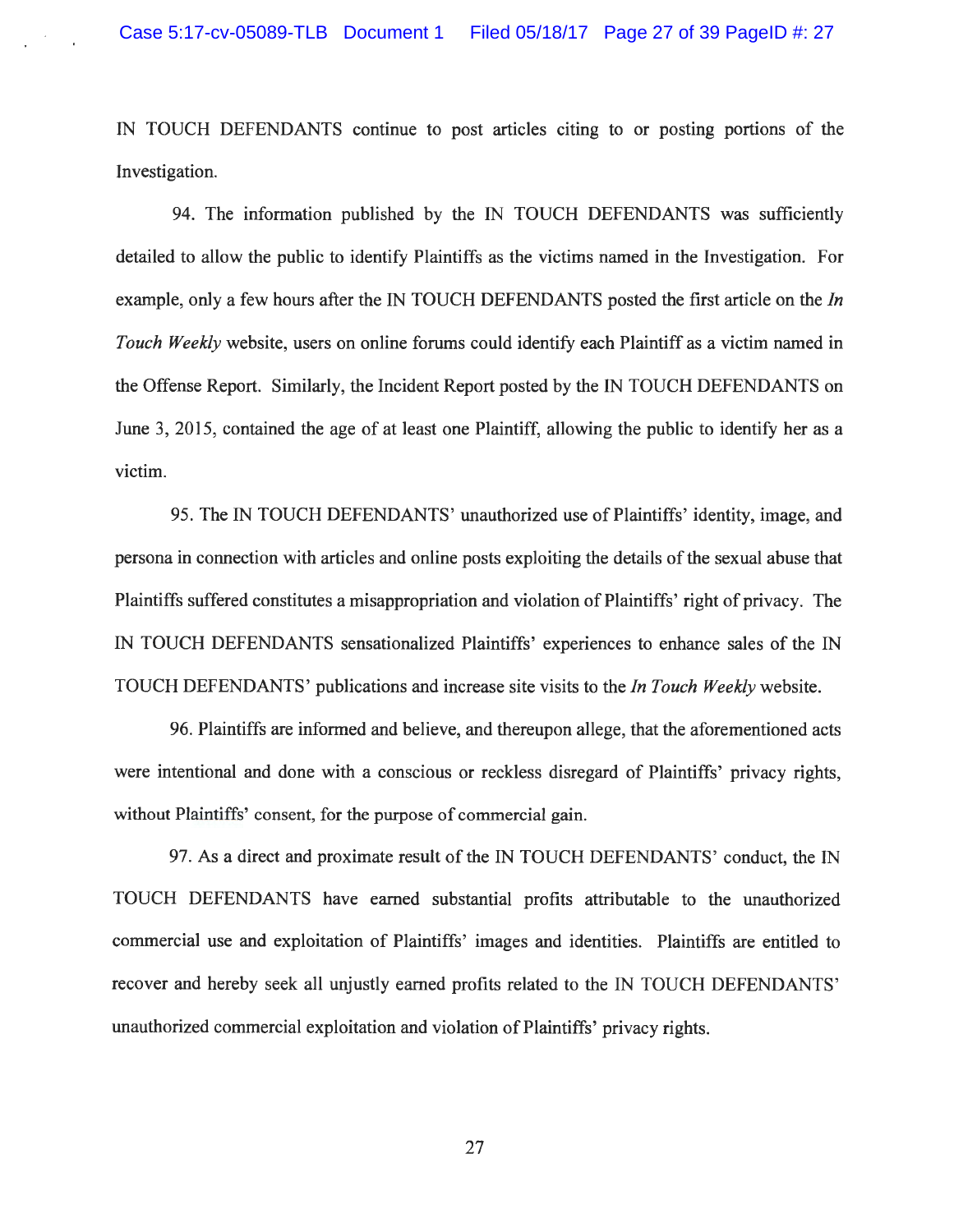IN TOUCH DEFENDANTS continue to post articles citing to or posting portions of the Investigation.

94. The information published by the IN TOUCH DEFENDANTS was sufficiently detailed to allow the public to identify Plaintiffs as the victims named in the Investigation. For example, only a few hours after the IN TOUCH DEFENDANTS posted the first article on the *In Touch Weekly* website, users on online forums could identify each Plaintiff as a victim named in the Offense Report. Similarly, the Incident Report posted by the IN TOUCH DEFENDANTS on June 3, 2015, contained the age of at least one Plaintiff, allowing the public to identify her as a victim.

95. The IN TOUCH DEFENDANTS' unauthorized use of Plaintiffs' identity, image, and persona in connection with articles and online posts exploiting the details of the sexual abuse that Plaintiffs suffered constitutes a misappropriation and violation of Plaintiffs' right of privacy. The IN TOUCH DEFENDANTS sensationalized Plaintiffs' experiences to enhance sales of the IN TOUCH DEFENDANTS' publications and increase site visits to the *In Touch Weekly* website.

96. Plaintiffs are informed and believe, and thereupon allege, that the aforementioned acts were intentional and done with a conscious or reckless disregard of Plaintiffs' privacy rights, without Plaintiffs' consent, for the purpose of commercial gain.

97. As a direct and proximate result of the IN TOUCH DEFENDANTS' conduct, the IN TOUCH DEFENDANTS have earned substantial profits attributable to the unauthorized commercial use and exploitation of Plaintiffs' images and identities. Plaintiffs are entitled to recover and hereby seek all unjustly earned profits related to the IN TOUCH DEFENDANTS' unauthorized commercial exploitation and violation of Plaintiffs' privacy rights.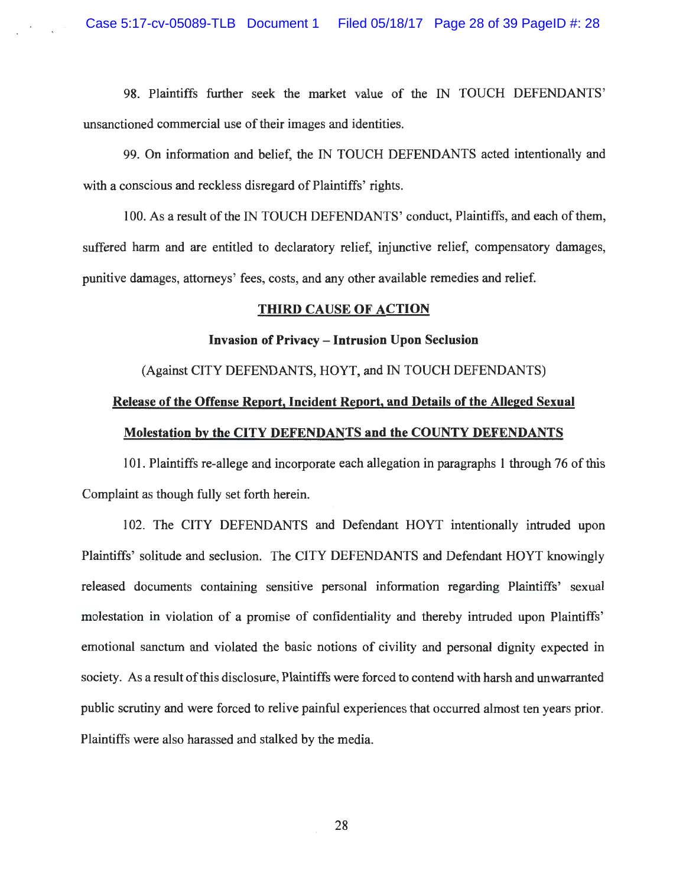98. Plaintiffs further seek the market value of the IN TOUCH DEFENDANTS' unsanctioned commercial use of their images and identities.

99. On information and belief, the IN TOUCH DEFENDANTS acted intentionally and with a conscious and reckless disregard of Plaintiffs' rights.

100. As a result of the IN TOUCH DEFENDANTS' conduct, Plaintiffs, and each of them, suffered harm and are entitled to declaratory relief, injunctive relief, compensatory damages, punitive damages, attorneys' fees, costs, and any other available remedies and relief.

## THIRD CAUSE OF ACTION

### Invasion of Privacy – Intrusion Upon Seclusion

(Against CITY DEFENDANTS, HOYT, and IN TOUCH DEFENDANTS)

### Release of the Offense Report, Incident Report, and Details of the Alleged Sexual Molestation by the CITY DEFENDANTS and the COUNTY DEFENDANTS

101. Plaintiffs re-allege and incorporate each allegation in paragraphs 1 through 76 of this Complaint as though fully set forth herein.

102. The CITY DEFENDANTS and Defendant HOYT intentionally intruded upon Plaintiffs' solitude and seclusion. The CITY DEFENDANTS and Defendant HOYT knowingly released documents containing sensitive personal information regarding Plaintiffs' sexual molestation in violation of a promise of confidentiality and thereby intruded upon Plaintiffs' emotional sanctum and violated the basic notions of civility and personal dignity expected in society. As a result of this disclosure, Plaintiffs were forced to contend with harsh and unwarranted public scrutiny and were forced to relive painful experiences that occurred almost ten years prior. Plaintiffs were also harassed and stalked by the media.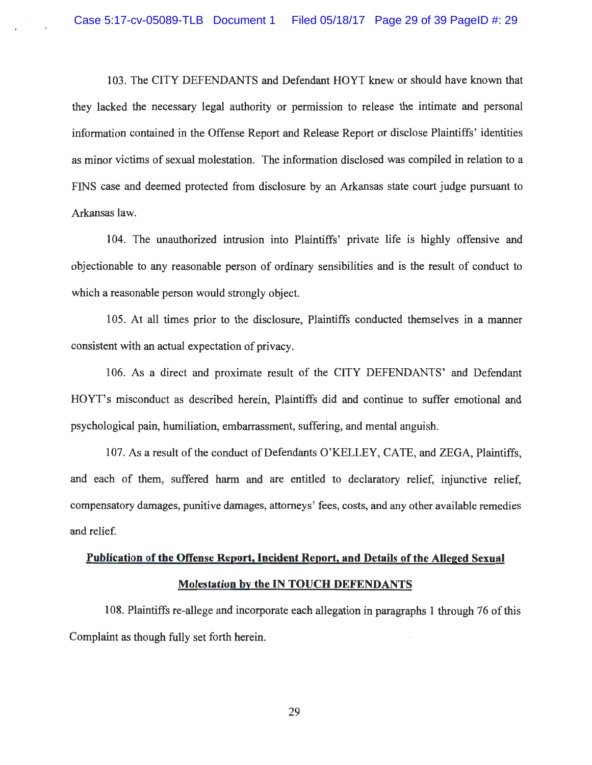103. The CITY DEFENDANTS and Defendant HOYT knew or should have known that they lacked the necessary legal authority or permission to release the intimate and personal information contained in the Offense Report and Release Report or disclose Plaintiffs' identities as minor victims of sexual molestation. The information disclosed was compiled in relation to a FINS case and deemed protected from disclosure by an Arkansas state court judge pursuant to Arkansas law.

104. The unauthorized intrusion into Plaintiffs' private life is highly offensive and objectionable to any reasonable person of ordinary sensibilities and is the result of conduct to which a reasonable person would strongly object.

105. At all times prior to the disclosure, Plaintiffs conducted themselves in a manner consistent with an actual expectation of privacy.

106. As a direct and proximate result of the CITY DEFENDANTS' and Defendant HOYT's misconduct as described herein, Plaintiffs did and continue to suffer emotional and psychological pain, humiliation, embarrassment, suffering, and mental anguish.

107. As a result of the conduct of Defendants O'KELLEY, CATE, and ZEGA, Plaintiffs, and each of them, suffered harm and are entitled to declaratory relief, injunctive relief, compensatory damages, punitive damages, attorneys' fees, costs, and any other available remedies and relief.

**Publication of the Offense Report, Incident Report, and Details of the Alleged Sexual Molestation by the IN TOUCH DEFENDANTS**

108. Plaintiffs re-allege and incorporate each allegation in paragraphs 1 through 76 of this Complaint as though fully set forth herein.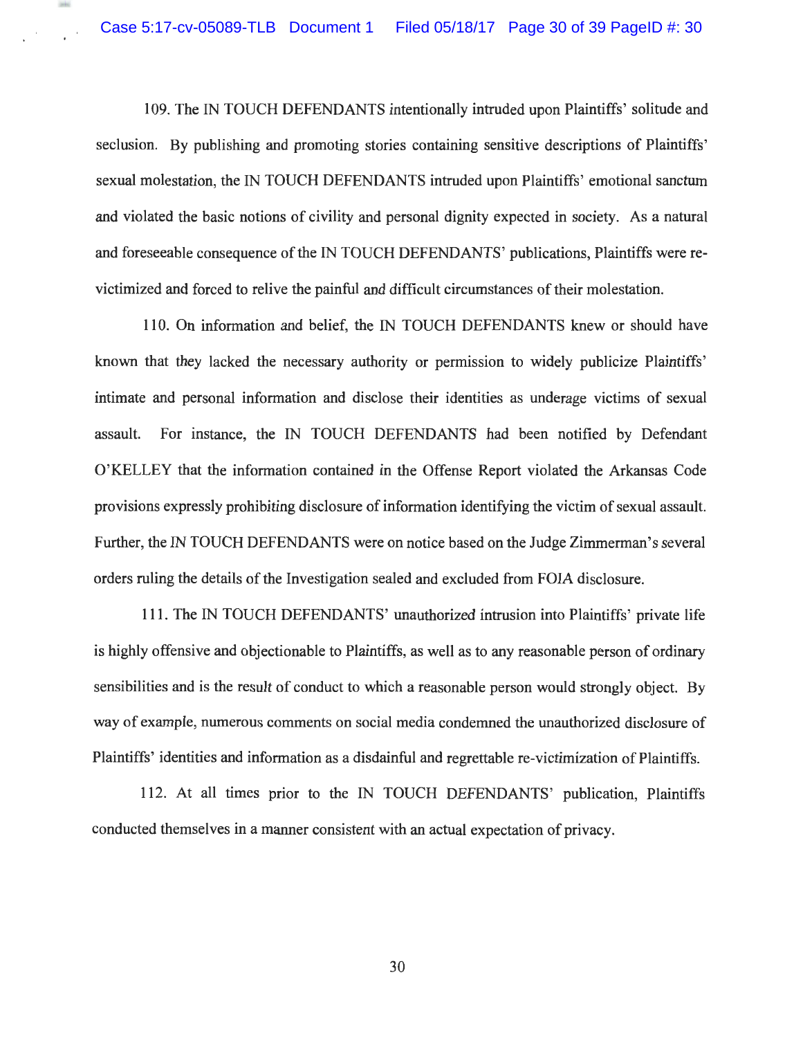109. The IN TOUCH DEFENDANTS intentionally intruded upon Plaintiffs' solitude and seclusion. By publishing and promoting stories containing sensitive descriptions of Plaintiffs' sexual molestation, the IN TOUCH DEFENDANTS intruded upon Plaintiffs' emotional sanctum and violated the basic notions of civility and personal dignity expected in society. As a natural and foreseeable consequence of the IN TOUCH DEFENDANTS' publications, Plaintiffs were re-victimized and forced to relive the painful and difficult circumstances of their molestation.

110. On information and belief, the IN TOUCH DEFENDANTS knew or should have known that they lacked the necessary authority or permission to widely publicize Plaintiffs' intimate and personal information and disclose their identities as underage victims of sexual assault. For instance, the IN TOUCH DEFENDANTS had been notified by Defendant O'KELLEY that the information contained in the Offense Report violated the Arkansas Code provisions expressly prohibiting disclosure of information identifying the victim of sexual assault. Further, the IN TOUCH DEFENDANTS were on notice based on the Judge Zimmerman's several orders ruling the details of the Investigation sealed and excluded from FOIA disclosure.

111. The IN TOUCH DEFENDANTS' unauthorized intrusion into Plaintiffs' private life is highly offensive and objectionable to Plaintiffs, as well as to any reasonable person of ordinary sensibilities and is the result of conduct to which a reasonable person would strongly object. By way of example, numerous comments on social media condemned the unauthorized disclosure of Plaintiffs' identities and information as a disdainful and regrettable re-victimization of Plaintiffs.

112. At all times prior to the IN TOUCH DEFENDANTS' publication, Plaintiffs conducted themselves in a manner consistent with an actual expectation of privacy.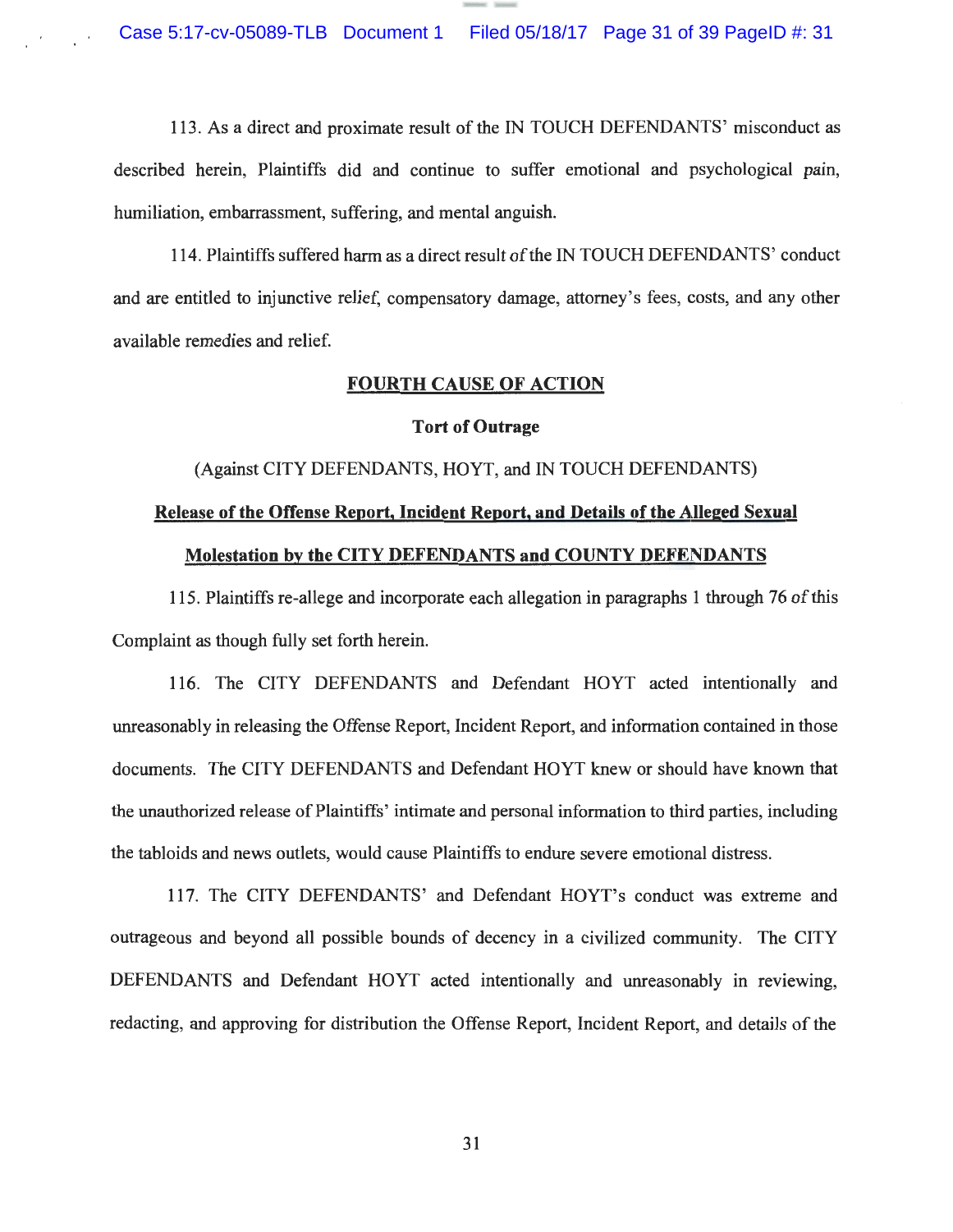113. As a direct and proximate result of the IN TOUCH DEFENDANTS' misconduct as described herein, Plaintiffs did and continue to suffer emotional and psychological pain, humiliation, embarrassment, suffering, and mental anguish.

114. Plaintiffs suffered harm as a direct result of the IN TOUCH DEFENDANTS' conduct and are entitled to injunctive relief, compensatory damage, attorney's fees, costs, and any other available remedies and relief.

**FOURTH CAUSE OF ACTION**

**Tort of Outrage**

(Against CITY DEFENDANTS, HOYT, and IN TOUCH DEFENDANTS)

**Release of the Offense Report, Incident Report, and Details of the Alleged Sexual Molestation by the CITY DEFENDANTS and COUNTY DEFENDANTS**

115. Plaintiffs re-allege and incorporate each allegation in paragraphs 1 through 76 of this Complaint as though fully set forth herein.

116. The CITY DEFENDANTS and Defendant HOYT acted intentionally and unreasonably in releasing the Offense Report, Incident Report, and information contained in those documents. The CITY DEFENDANTS and Defendant HOYT knew or should have known that the unauthorized release of Plaintiffs' intimate and personal information to third parties, including the tabloids and news outlets, would cause Plaintiffs to endure severe emotional distress.

117. The CITY DEFENDANTS' and Defendant HOYT's conduct was extreme and outrageous and beyond all possible bounds of decency in a civilized community. The CITY DEFENDANTS and Defendant HOYT acted intentionally and unreasonably in reviewing, redacting, and approving for distribution the Offense Report, Incident Report, and details of the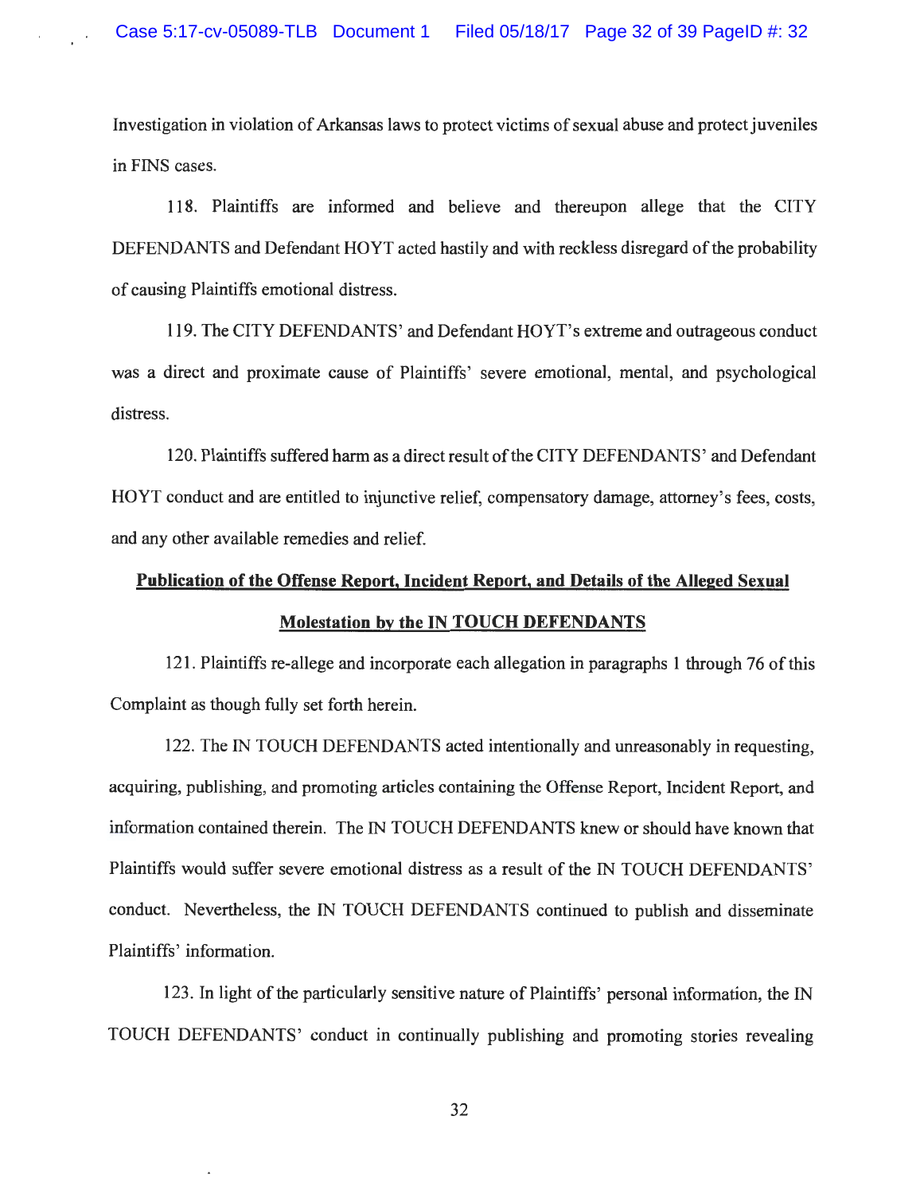Investigation in violation of Arkansas laws to protect victims of sexual abuse and protect juveniles in FINS cases.

118. Plaintiffs are informed and believe and thereupon allege that the CITY DEFENDANTS and Defendant HOYT acted hastily and with reckless disregard of the probability of causing Plaintiffs emotional distress.

119. The CITY DEFENDANTS' and Defendant HOYT's extreme and outrageous conduct was a direct and proximate cause of Plaintiffs' severe emotional, mental, and psychological distress.

120. Plaintiffs suffered harm as a direct result of the CITY DEFENDANTS' and Defendant HOYT conduct and are entitled to injunctive relief, compensatory damage, attorney's fees, costs, and any other available remedies and relief.

**Publication of the Offense Report, Incident Report, and Details of the Alleged Sexual Molestation by the IN TOUCH DEFENDANTS**

121. Plaintiffs re-allege and incorporate each allegation in paragraphs 1 through 76 of this Complaint as though fully set forth herein.

122. The IN TOUCH DEFENDANTS acted intentionally and unreasonably in requesting, acquiring, publishing, and promoting articles containing the Offense Report, Incident Report, and information contained therein. The IN TOUCH DEFENDANTS knew or should have known that Plaintiffs would suffer severe emotional distress as a result of the IN TOUCH DEFENDANTS' conduct. Nevertheless, the IN TOUCH DEFENDANTS continued to publish and disseminate Plaintiffs' information.

123. In light of the particularly sensitive nature of Plaintiffs' personal information, the IN TOUCH DEFENDANTS' conduct in continually publishing and promoting stories revealing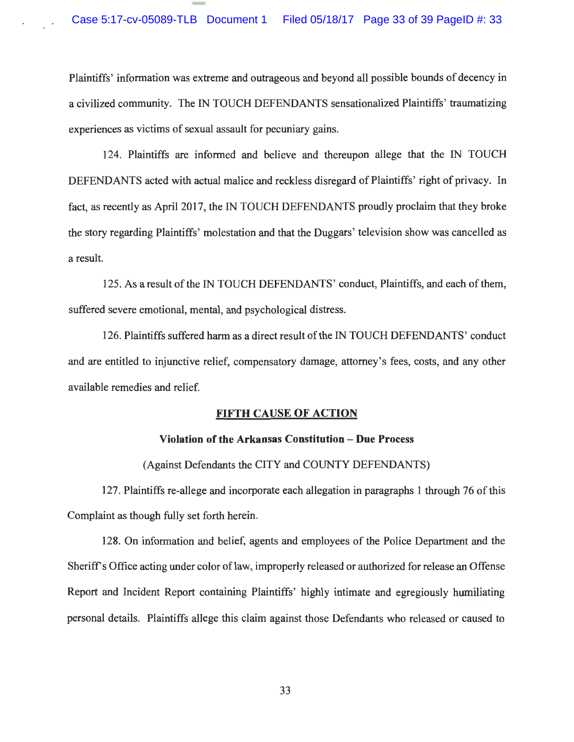Plaintiffs' information was extreme and outrageous and beyond all possible bounds of decency in a civilized community. The IN TOUCH DEFENDANTS sensationalized Plaintiffs' traumatizing experiences as victims of sexual assault for pecuniary gains.

124. Plaintiffs are informed and believe and thereupon allege that the IN TOUCH DEFENDANTS acted with actual malice and reckless disregard of Plaintiffs' right of privacy. In fact, as recently as April 2017, the IN TOUCH DEFENDANTS proudly proclaim that they broke the story regarding Plaintiffs' molestation and that the Duggars' television show was cancelled as a result.

125. As a result of the IN TOUCH DEFENDANTS' conduct, Plaintiffs, and each of them, suffered severe emotional, mental, and psychological distress.

126. Plaintiffs suffered harm as a direct result of the IN TOUCH DEFENDANTS' conduct and are entitled to injunctive relief, compensatory damage, attorney's fees, costs, and any other available remedies and relief.

## FIFTH CAUSE OF ACTION

### Violation of the Arkansas Constitution – Due Process

(Against Defendants the CITY and COUNTY DEFENDANTS)

127. Plaintiffs re-allege and incorporate each allegation in paragraphs 1 through 76 of this Complaint as though fully set forth herein.

128. On information and belief, agents and employees of the Police Department and the Sheriff's Office acting under color of law, improperly released or authorized for release an Offense Report and Incident Report containing Plaintiffs' highly intimate and egregiously humiliating personal details. Plaintiffs allege this claim against those Defendants who released or caused to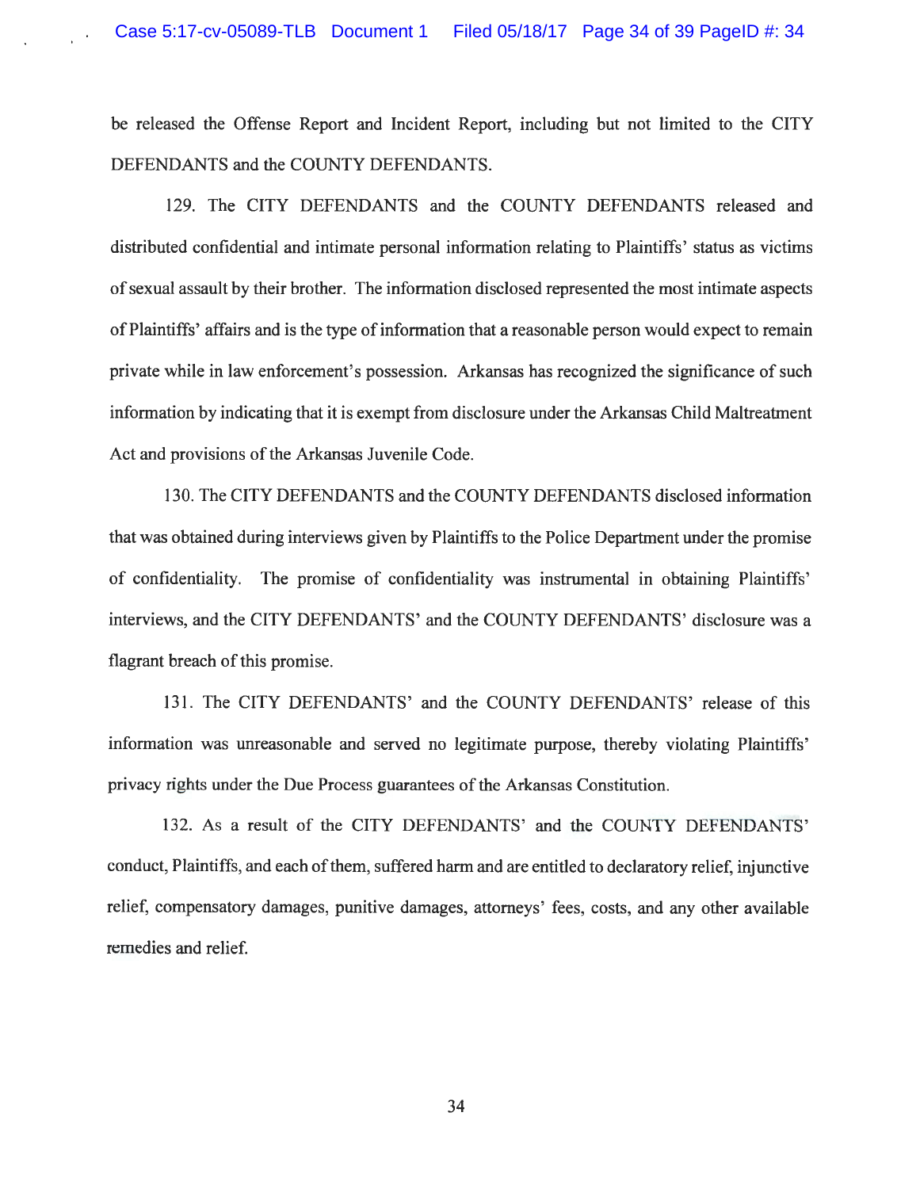be released the Offense Report and Incident Report, including but not limited to the CITY DEFENDANTS and the COUNTY DEFENDANTS.

129. The CITY DEFENDANTS and the COUNTY DEFENDANTS released and distributed confidential and intimate personal information relating to Plaintiffs' status as victims of sexual assault by their brother. The information disclosed represented the most intimate aspects of Plaintiffs' affairs and is the type of information that a reasonable person would expect to remain private while in law enforcement's possession. Arkansas has recognized the significance of such information by indicating that it is exempt from disclosure under the Arkansas Child Maltreatment Act and provisions of the Arkansas Juvenile Code.

130. The CITY DEFENDANTS and the COUNTY DEFENDANTS disclosed information that was obtained during interviews given by Plaintiffs to the Police Department under the promise of confidentiality. The promise of confidentiality was instrumental in obtaining Plaintiffs' interviews, and the CITY DEFENDANTS' and the COUNTY DEFENDANTS' disclosure was a flagrant breach of this promise.

131. The CITY DEFENDANTS' and the COUNTY DEFENDANTS' release of this information was unreasonable and served no legitimate purpose, thereby violating Plaintiffs' privacy rights under the Due Process guarantees of the Arkansas Constitution.

132. As a result of the CITY DEFENDANTS' and the COUNTY DEFENDANTS' conduct, Plaintiffs, and each of them, suffered harm and are entitled to declaratory relief, injunctive relief, compensatory damages, punitive damages, attorneys' fees, costs, and any other available remedies and relief.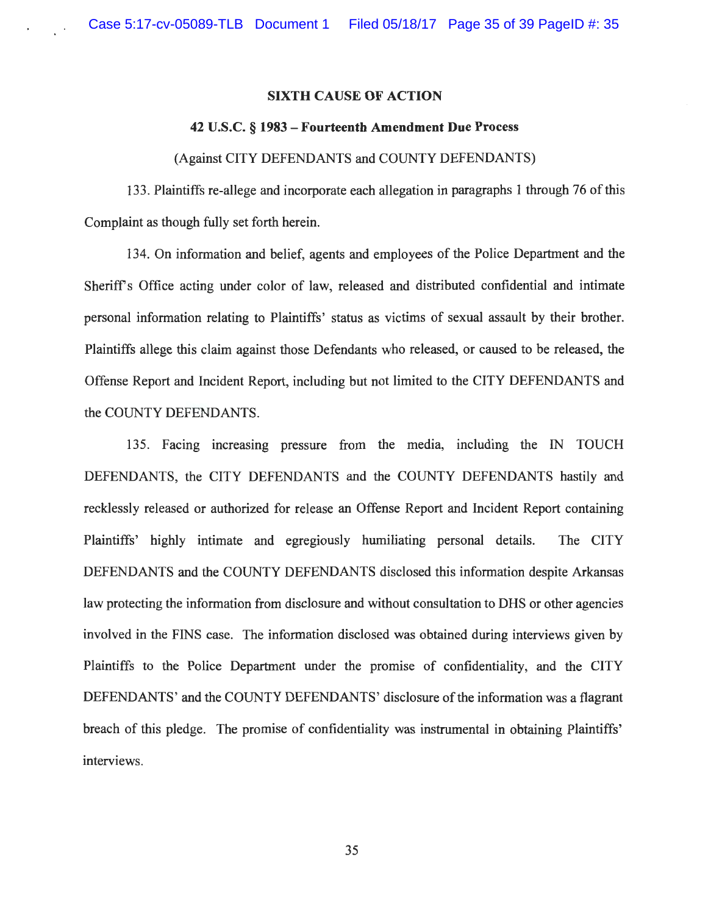**SIXTH CAUSE OF ACTION**

**42 U.S.C. § 1983 – Fourteenth Amendment Due Process**

(Against CITY DEFENDANTS and COUNTY DEFENDANTS)

133. Plaintiffs re-allege and incorporate each allegation in paragraphs 1 through 76 of this Complaint as though fully set forth herein.

134. On information and belief, agents and employees of the Police Department and the Sheriff's Office acting under color of law, released and distributed confidential and intimate personal information relating to Plaintiffs' status as victims of sexual assault by their brother. Plaintiffs allege this claim against those Defendants who released, or caused to be released, the Offense Report and Incident Report, including but not limited to the CITY DEFENDANTS and the COUNTY DEFENDANTS.

135. Facing increasing pressure from the media, including the IN TOUCH DEFENDANTS, the CITY DEFENDANTS and the COUNTY DEFENDANTS hastily and recklessly released or authorized for release an Offense Report and Incident Report containing Plaintiffs' highly intimate and egregiously humiliating personal details. The CITY DEFENDANTS and the COUNTY DEFENDANTS disclosed this information despite Arkansas law protecting the information from disclosure and without consultation to DHS or other agencies involved in the FINS case. The information disclosed was obtained during interviews given by Plaintiffs to the Police Department under the promise of confidentiality, and the CITY DEFENDANTS' and the COUNTY DEFENDANTS' disclosure of the information was a flagrant breach of this pledge. The promise of confidentiality was instrumental in obtaining Plaintiffs' interviews.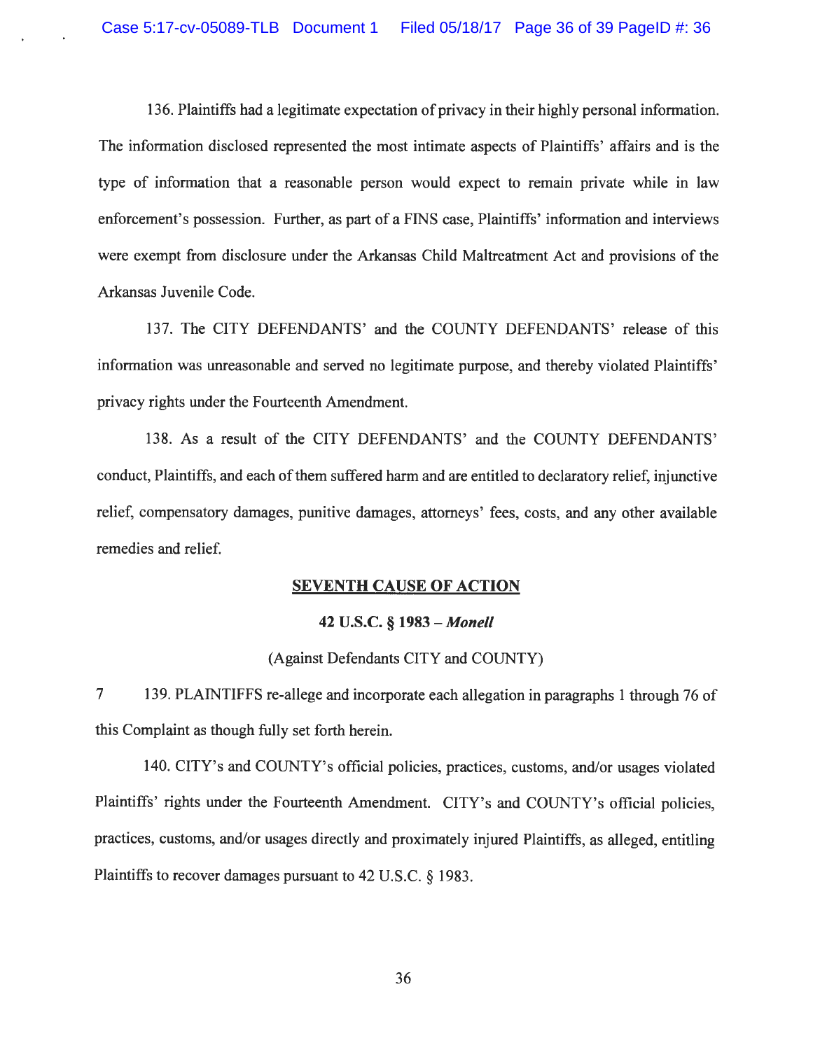136. Plaintiffs had a legitimate expectation of privacy in their highly personal information. The information disclosed represented the most intimate aspects of Plaintiffs' affairs and is the type of information that a reasonable person would expect to remain private while in law enforcement's possession. Further, as part of a FINS case, Plaintiffs' information and interviews were exempt from disclosure under the Arkansas Child Maltreatment Act and provisions of the Arkansas Juvenile Code.

137. The CITY DEFENDANTS' and the COUNTY DEFENDANTS' release of this information was unreasonable and served no legitimate purpose, and thereby violated Plaintiffs' privacy rights under the Fourteenth Amendment.

138. As a result of the CITY DEFENDANTS' and the COUNTY DEFENDANTS' conduct, Plaintiffs, and each of them suffered harm and are entitled to declaratory relief, injunctive relief, compensatory damages, punitive damages, attorneys' fees, costs, and any other available remedies and relief.

**SEVENTH CAUSE OF ACTION**

**42 U.S.C. § 1983 – *Monell***

(Against Defendants CITY and COUNTY)

7 139. PLAINTIFFS re-allege and incorporate each allegation in paragraphs 1 through 76 of this Complaint as though fully set forth herein.

140. CITY's and COUNTY's official policies, practices, customs, and/or usages violated Plaintiffs' rights under the Fourteenth Amendment. CITY's and COUNTY's official policies, practices, customs, and/or usages directly and proximately injured Plaintiffs, as alleged, entitling Plaintiffs to recover damages pursuant to 42 U.S.C. § 1983.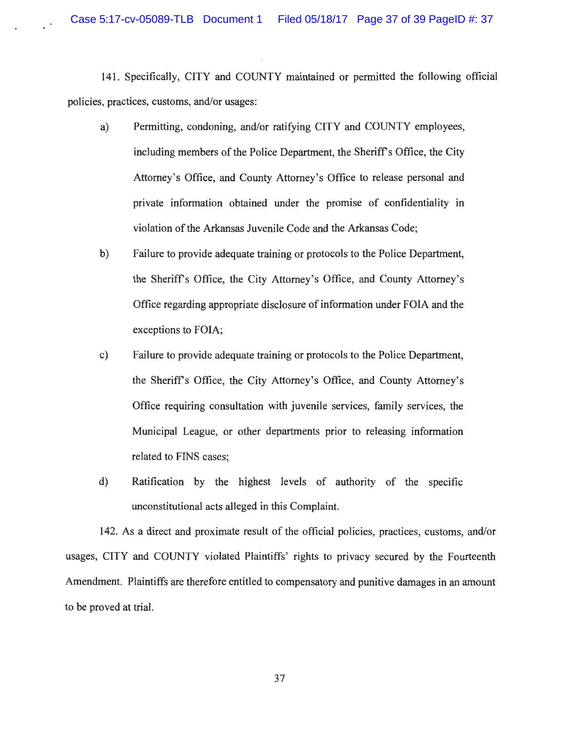141. Specifically, CITY and COUNTY maintained or permitted the following official policies, practices, customs, and/or usages:

a) Permitting, condoning, and/or ratifying CITY and COUNTY employees, including members of the Police Department, the Sheriff's Office, the City Attorney's Office, and County Attorney's Office to release personal and private information obtained under the promise of confidentiality in violation of the Arkansas Juvenile Code and the Arkansas Code;

b) Failure to provide adequate training or protocols to the Police Department, the Sheriff's Office, the City Attorney's Office, and County Attorney's Office regarding appropriate disclosure of information under FOIA and the exceptions to FOIA;

c) Failure to provide adequate training or protocols to the Police Department, the Sheriff's Office, the City Attorney's Office, and County Attorney's Office requiring consultation with juvenile services, family services, the Municipal League, or other departments prior to releasing information related to FINS cases;

d) Ratification by the highest levels of authority of the specific unconstitutional acts alleged in this Complaint.

142. As a direct and proximate result of the official policies, practices, customs, and/or usages, CITY and COUNTY violated Plaintiffs' rights to privacy secured by the Fourteenth Amendment. Plaintiffs are therefore entitled to compensatory and punitive damages in an amount to be proved at trial.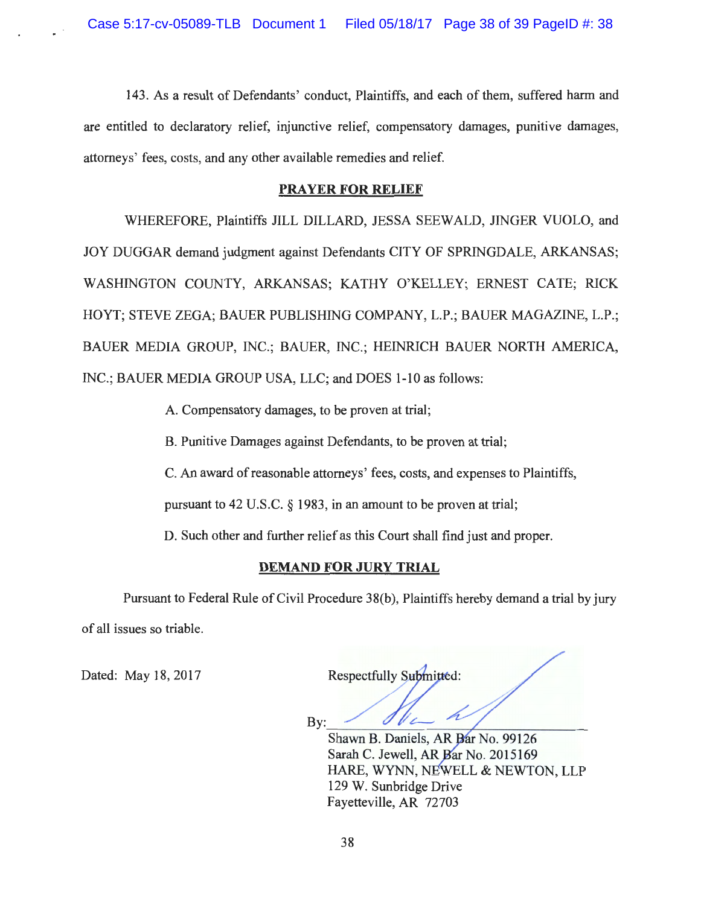143. As a result of Defendants' conduct, Plaintiffs, and each of them, suffered harm and are entitled to declaratory relief, injunctive relief, compensatory damages, punitive damages, attorneys' fees, costs, and any other available remedies and relief.

## PRAYER FOR RELIEF

WHEREFORE, Plaintiffs JILL DILLARD, JESSA SEEWALD, JINGER VUOLO, and JOY DUGGAR demand judgment against Defendants CITY OF SPRINGDALE, ARKANSAS; WASHINGTON COUNTY, ARKANSAS; KATHY O'KELLEY; ERNEST CATE; RICK HOYT; STEVE ZEGA; BAUER PUBLISHING COMPANY, L.P.; BAUER MAGAZINE, L.P.; BAUER MEDIA GROUP, INC.; BAUER, INC.; HEINRICH BAUER NORTH AMERICA, INC.; BAUER MEDIA GROUP USA, LLC; and DOES 1-10 as follows:

A. Compensatory damages, to be proven at trial;

B. Punitive Damages against Defendants, to be proven at trial;

C. An award of reasonable attorneys' fees, costs, and expenses to Plaintiffs, pursuant to 42 U.S.C. § 1983, in an amount to be proven at trial;

D. Such other and further relief as this Court shall find just and proper.

## DEMAND FOR JURY TRIAL

Pursuant to Federal Rule of Civil Procedure 38(b), Plaintiffs hereby demand a trial by jury of all issues so triable.

Dated: May 18, 2017

Respectfully Submitted:

By: ______________________________

Shawn B. Daniels, AR Bar No. 99126
Sarah C. Jewell, AR Bar No. 2015169
HARE, WYNN, NEWELL & NEWTON, LLP
129 W. Sunbridge Drive
Fayetteville, AR 72703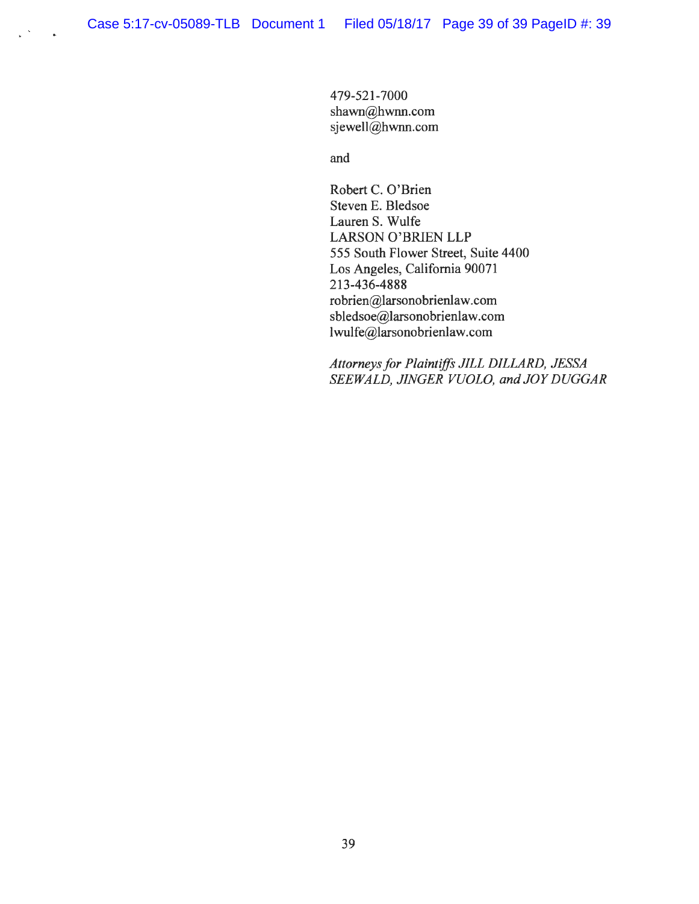479-521-7000
shawn@hwnn.com
sjewell@hwnn.com

and

Robert C. O'Brien
Steven E. Bledsoe
Lauren S. Wulfe
LARSON O'BRIEN LLP
555 South Flower Street, Suite 4400
Los Angeles, California 90071
213-436-4888
robrien@larsonobrienlaw.com
sbledsoe@larsonobrienlaw.com
lwulfe@larsonobrienlaw.com

*Attorneys for Plaintiffs JILL DILLARD, JESSA SEEWALD, JINGER VUOLO, and JOY DUGGAR*